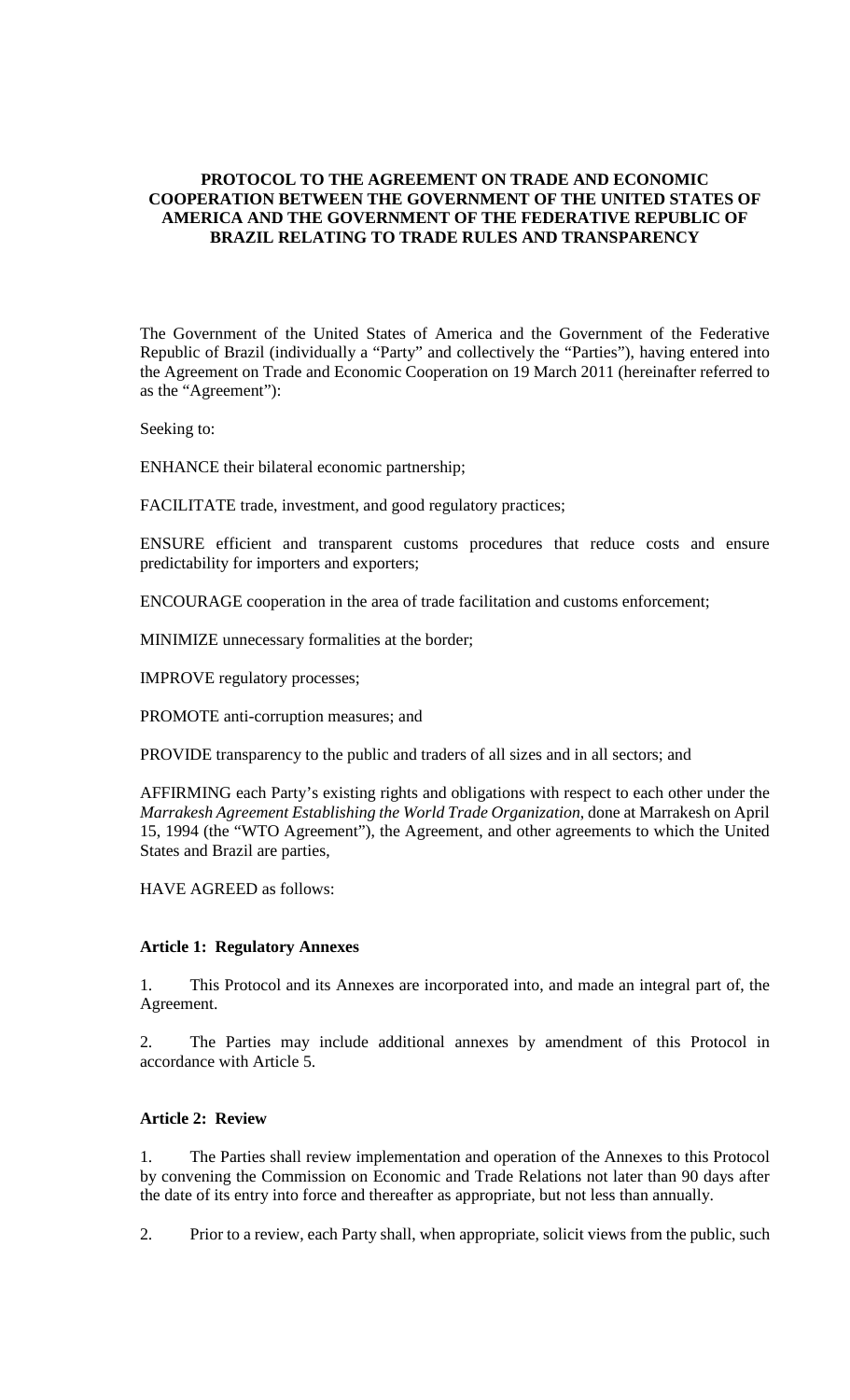# PROTOCOL TO THE AGREEMENT ON TRADE AND ECONOMIC COOPERATION BETWEEN THE GOVERNMENT OF THE UNITED STATES OF AMERICA AND THE GOVERNMENT OF THE FEDERATIVE REPUBLIC OF BRAZIL RELATING TO TRADE RULES AND TRANSPARENCY

The Government of the United States of America and the Government of the Federative Republic of Brazil (individually a "Party" and collectively the "Parties"), having entered into the Agreement on Trade and Economic Cooperation on 19 March 2011 (hereinafter referred to as the "Agreement"):

Seeking to:

ENHANCE their bilateral economic partnership;

FACILITATE trade, investment, and good regulatory practices;

ENSURE efficient and transparent customs procedures that reduce costs and ensure predictability for importers and exporters;

ENCOURAGE cooperation in the area of trade facilitation and customs enforcement;

MINIMIZE unnecessary formalities at the border;

IMPROVE regulatory processes;

PROMOTE anti-corruption measures; and

PROVIDE transparency to the public and traders of all sizes and in all sectors; and

AFFIRMING each Party's existing rights and obligations with respect to each other under the *Marrakesh Agreement Establishing the World Trade Organization*, done at Marrakesh on April 15, 1994 (the "WTO Agreement"), the Agreement, and other agreements to which the United States and Brazil are parties,

HAVE AGREED as follows:

**Article 1: Regulatory Annexes**

1. This Protocol and its Annexes are incorporated into, and made an integral part of, the Agreement.

2. The Parties may include additional annexes by amendment of this Protocol in accordance with Article 5.

**Article 2: Review**

1. The Parties shall review implementation and operation of the Annexes to this Protocol by convening the Commission on Economic and Trade Relations not later than 90 days after the date of its entry into force and thereafter as appropriate, but not less than annually.

2. Prior to a review, each Party shall, when appropriate, solicit views from the public, such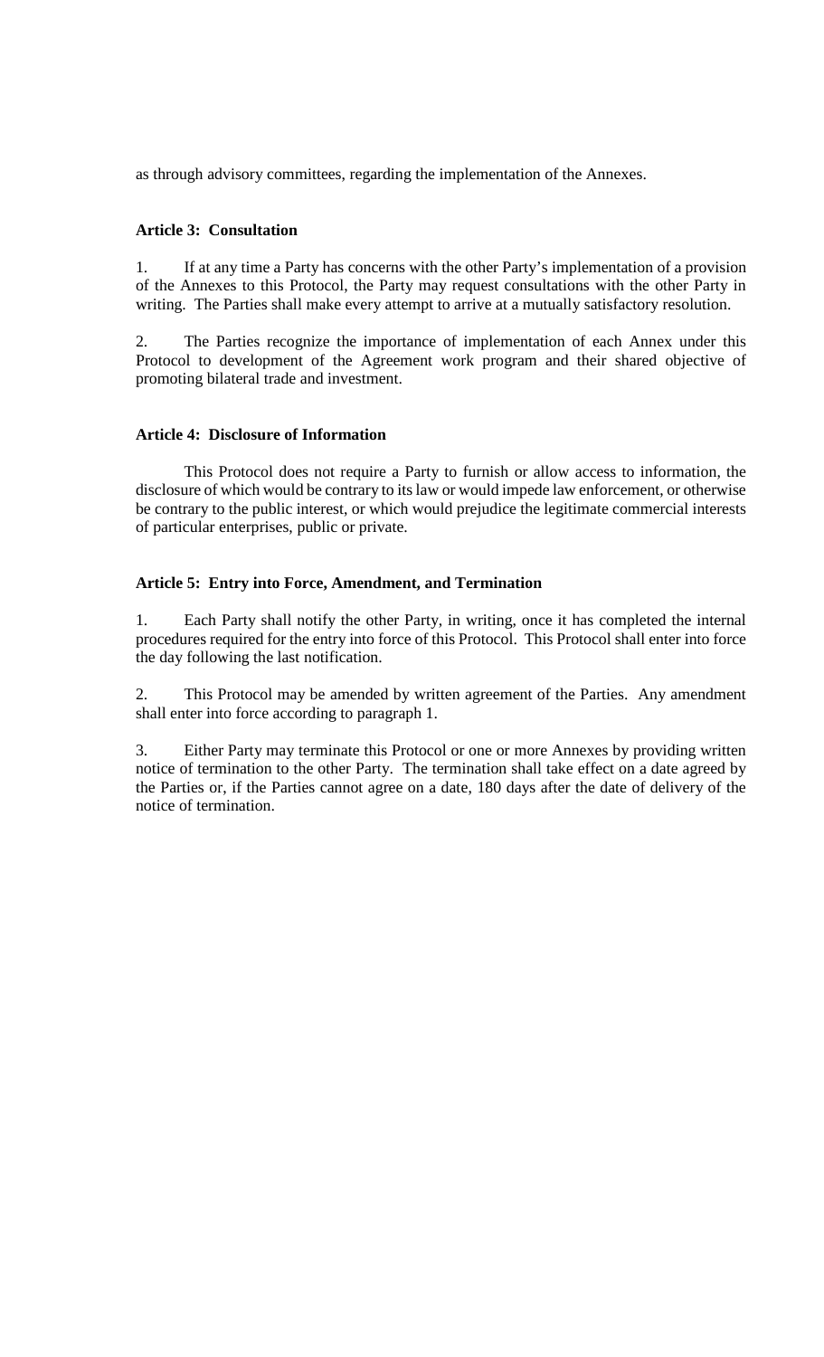as through advisory committees, regarding the implementation of the Annexes.

**Article 3: Consultation**

1. If at any time a Party has concerns with the other Party's implementation of a provision of the Annexes to this Protocol, the Party may request consultations with the other Party in writing. The Parties shall make every attempt to arrive at a mutually satisfactory resolution.

2. The Parties recognize the importance of implementation of each Annex under this Protocol to development of the Agreement work program and their shared objective of promoting bilateral trade and investment.

**Article 4: Disclosure of Information**

This Protocol does not require a Party to furnish or allow access to information, the disclosure of which would be contrary to its law or would impede law enforcement, or otherwise be contrary to the public interest, or which would prejudice the legitimate commercial interests of particular enterprises, public or private.

**Article 5: Entry into Force, Amendment, and Termination**

1. Each Party shall notify the other Party, in writing, once it has completed the internal procedures required for the entry into force of this Protocol. This Protocol shall enter into force the day following the last notification.

2. This Protocol may be amended by written agreement of the Parties. Any amendment shall enter into force according to paragraph 1.

3. Either Party may terminate this Protocol or one or more Annexes by providing written notice of termination to the other Party. The termination shall take effect on a date agreed by the Parties or, if the Parties cannot agree on a date, 180 days after the date of delivery of the notice of termination.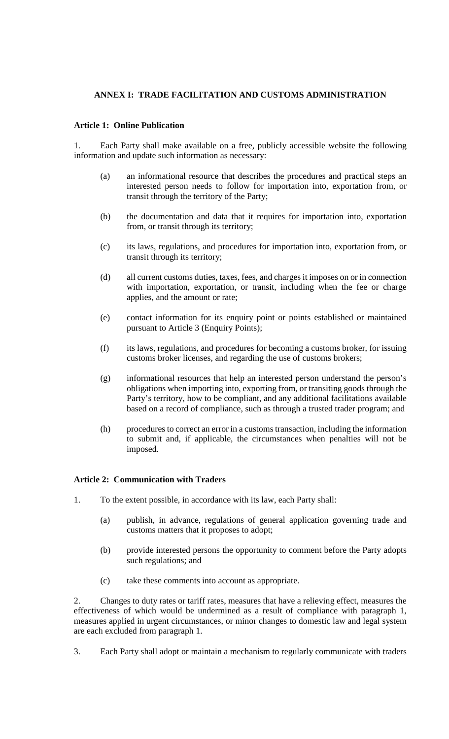## ANNEX I: TRADE FACILITATION AND CUSTOMS ADMINISTRATION

### Article 1: Online Publication

1. Each Party shall make available on a free, publicly accessible website the following information and update such information as necessary:

   (a) an informational resource that describes the procedures and practical steps an interested person needs to follow for importation into, exportation from, or transit through the territory of the Party;

   (b) the documentation and data that it requires for importation into, exportation from, or transit through its territory;

   (c) its laws, regulations, and procedures for importation into, exportation from, or transit through its territory;

   (d) all current customs duties, taxes, fees, and charges it imposes on or in connection with importation, exportation, or transit, including when the fee or charge applies, and the amount or rate;

   (e) contact information for its enquiry point or points established or maintained pursuant to Article 3 (Enquiry Points);

   (f) its laws, regulations, and procedures for becoming a customs broker, for issuing customs broker licenses, and regarding the use of customs brokers;

   (g) informational resources that help an interested person understand the person's obligations when importing into, exporting from, or transiting goods through the Party's territory, how to be compliant, and any additional facilitations available based on a record of compliance, such as through a trusted trader program; and

   (h) procedures to correct an error in a customs transaction, including the information to submit and, if applicable, the circumstances when penalties will not be imposed.

### Article 2: Communication with Traders

1. To the extent possible, in accordance with its law, each Party shall:

   (a) publish, in advance, regulations of general application governing trade and customs matters that it proposes to adopt;

   (b) provide interested persons the opportunity to comment before the Party adopts such regulations; and

   (c) take these comments into account as appropriate.

2. Changes to duty rates or tariff rates, measures that have a relieving effect, measures the effectiveness of which would be undermined as a result of compliance with paragraph 1, measures applied in urgent circumstances, or minor changes to domestic law and legal system are each excluded from paragraph 1.

3. Each Party shall adopt or maintain a mechanism to regularly communicate with traders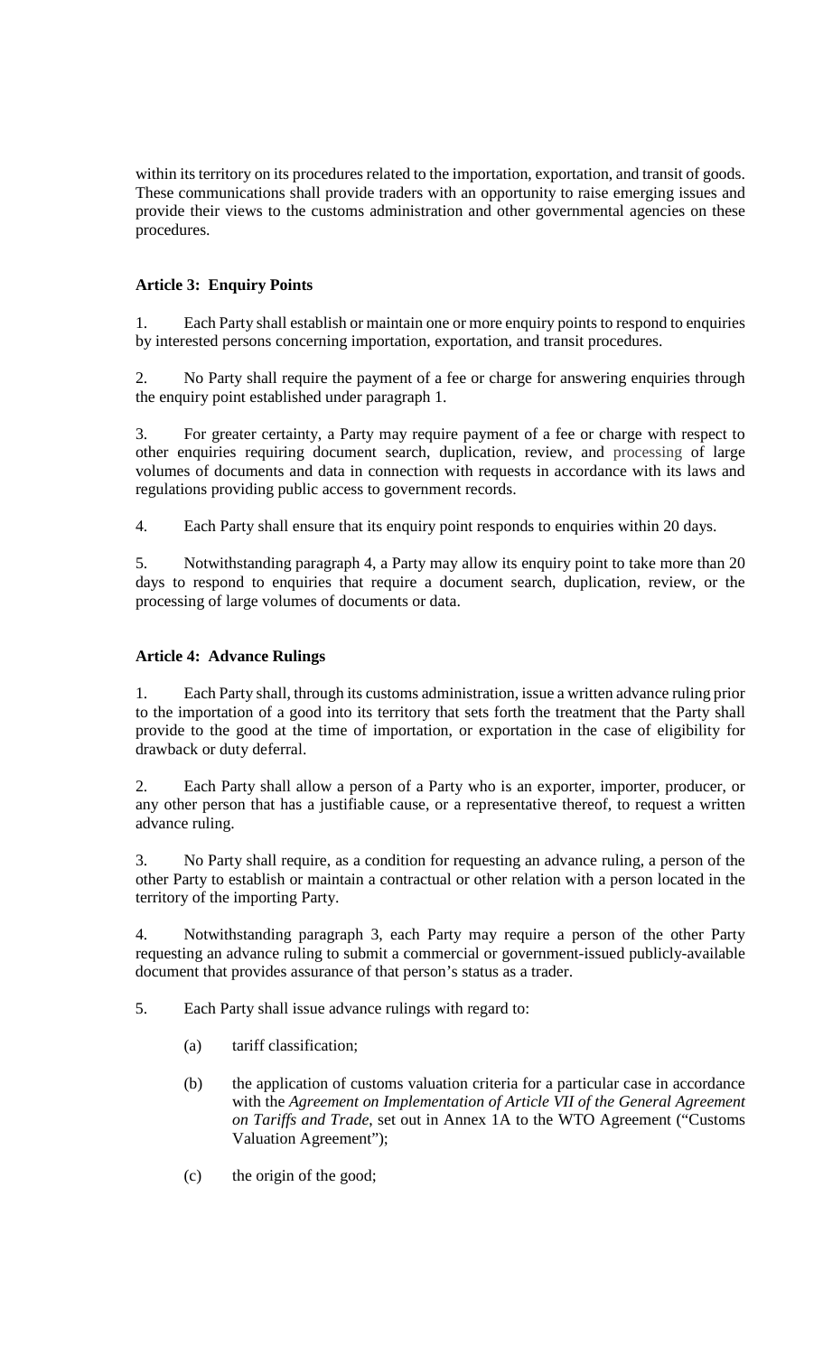within its territory on its procedures related to the importation, exportation, and transit of goods. These communications shall provide traders with an opportunity to raise emerging issues and provide their views to the customs administration and other governmental agencies on these procedures.

**Article 3: Enquiry Points**

1. Each Party shall establish or maintain one or more enquiry points to respond to enquiries by interested persons concerning importation, exportation, and transit procedures.

2. No Party shall require the payment of a fee or charge for answering enquiries through the enquiry point established under paragraph 1.

3. For greater certainty, a Party may require payment of a fee or charge with respect to other enquiries requiring document search, duplication, review, and processing of large volumes of documents and data in connection with requests in accordance with its laws and regulations providing public access to government records.

4. Each Party shall ensure that its enquiry point responds to enquiries within 20 days.

5. Notwithstanding paragraph 4, a Party may allow its enquiry point to take more than 20 days to respond to enquiries that require a document search, duplication, review, or the processing of large volumes of documents or data.

**Article 4: Advance Rulings**

1. Each Party shall, through its customs administration, issue a written advance ruling prior to the importation of a good into its territory that sets forth the treatment that the Party shall provide to the good at the time of importation, or exportation in the case of eligibility for drawback or duty deferral.

2. Each Party shall allow a person of a Party who is an exporter, importer, producer, or any other person that has a justifiable cause, or a representative thereof, to request a written advance ruling.

3. No Party shall require, as a condition for requesting an advance ruling, a person of the other Party to establish or maintain a contractual or other relation with a person located in the territory of the importing Party.

4. Notwithstanding paragraph 3, each Party may require a person of the other Party requesting an advance ruling to submit a commercial or government-issued publicly-available document that provides assurance of that person's status as a trader.

5. Each Party shall issue advance rulings with regard to:

   (a) tariff classification;

   (b) the application of customs valuation criteria for a particular case in accordance with the *Agreement on Implementation of Article VII of the General Agreement on Tariffs and Trade*, set out in Annex 1A to the WTO Agreement ("Customs Valuation Agreement");

   (c) the origin of the good;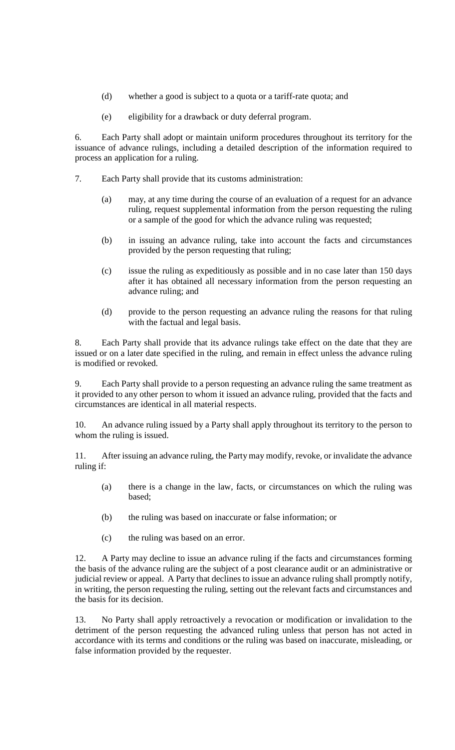(d) whether a good is subject to a quota or a tariff-rate quota; and

(e) eligibility for a drawback or duty deferral program.

6. Each Party shall adopt or maintain uniform procedures throughout its territory for the issuance of advance rulings, including a detailed description of the information required to process an application for a ruling.

7. Each Party shall provide that its customs administration:

(a) may, at any time during the course of an evaluation of a request for an advance ruling, request supplemental information from the person requesting the ruling or a sample of the good for which the advance ruling was requested;

(b) in issuing an advance ruling, take into account the facts and circumstances provided by the person requesting that ruling;

(c) issue the ruling as expeditiously as possible and in no case later than 150 days after it has obtained all necessary information from the person requesting an advance ruling; and

(d) provide to the person requesting an advance ruling the reasons for that ruling with the factual and legal basis.

8. Each Party shall provide that its advance rulings take effect on the date that they are issued or on a later date specified in the ruling, and remain in effect unless the advance ruling is modified or revoked.

9. Each Party shall provide to a person requesting an advance ruling the same treatment as it provided to any other person to whom it issued an advance ruling, provided that the facts and circumstances are identical in all material respects.

10. An advance ruling issued by a Party shall apply throughout its territory to the person to whom the ruling is issued.

11. After issuing an advance ruling, the Party may modify, revoke, or invalidate the advance ruling if:

(a) there is a change in the law, facts, or circumstances on which the ruling was based;

(b) the ruling was based on inaccurate or false information; or

(c) the ruling was based on an error.

12. A Party may decline to issue an advance ruling if the facts and circumstances forming the basis of the advance ruling are the subject of a post clearance audit or an administrative or judicial review or appeal. A Party that declines to issue an advance ruling shall promptly notify, in writing, the person requesting the ruling, setting out the relevant facts and circumstances and the basis for its decision.

13. No Party shall apply retroactively a revocation or modification or invalidation to the detriment of the person requesting the advanced ruling unless that person has not acted in accordance with its terms and conditions or the ruling was based on inaccurate, misleading, or false information provided by the requester.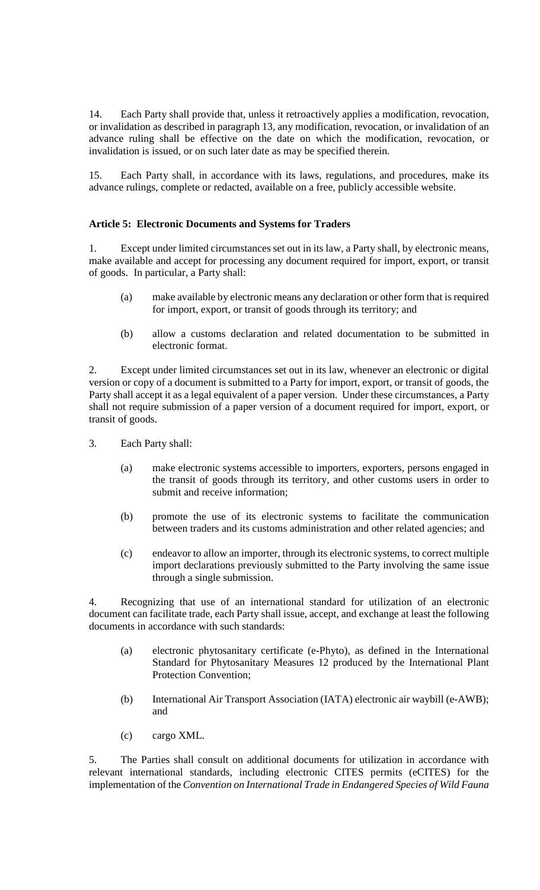14. Each Party shall provide that, unless it retroactively applies a modification, revocation, or invalidation as described in paragraph 13, any modification, revocation, or invalidation of an advance ruling shall be effective on the date on which the modification, revocation, or invalidation is issued, or on such later date as may be specified therein.

15. Each Party shall, in accordance with its laws, regulations, and procedures, make its advance rulings, complete or redacted, available on a free, publicly accessible website.

**Article 5: Electronic Documents and Systems for Traders**

1. Except under limited circumstances set out in its law, a Party shall, by electronic means, make available and accept for processing any document required for import, export, or transit of goods. In particular, a Party shall:

   (a) make available by electronic means any declaration or other form that is required for import, export, or transit of goods through its territory; and

   (b) allow a customs declaration and related documentation to be submitted in electronic format.

2. Except under limited circumstances set out in its law, whenever an electronic or digital version or copy of a document is submitted to a Party for import, export, or transit of goods, the Party shall accept it as a legal equivalent of a paper version. Under these circumstances, a Party shall not require submission of a paper version of a document required for import, export, or transit of goods.

3. Each Party shall:

   (a) make electronic systems accessible to importers, exporters, persons engaged in the transit of goods through its territory, and other customs users in order to submit and receive information;

   (b) promote the use of its electronic systems to facilitate the communication between traders and its customs administration and other related agencies; and

   (c) endeavor to allow an importer, through its electronic systems, to correct multiple import declarations previously submitted to the Party involving the same issue through a single submission.

4. Recognizing that use of an international standard for utilization of an electronic document can facilitate trade, each Party shall issue, accept, and exchange at least the following documents in accordance with such standards:

   (a) electronic phytosanitary certificate (e-Phyto), as defined in the International Standard for Phytosanitary Measures 12 produced by the International Plant Protection Convention;

   (b) International Air Transport Association (IATA) electronic air waybill (e-AWB); and

   (c) cargo XML.

5. The Parties shall consult on additional documents for utilization in accordance with relevant international standards, including electronic CITES permits (eCITES) for the implementation of the *Convention on International Trade in Endangered Species of Wild Fauna*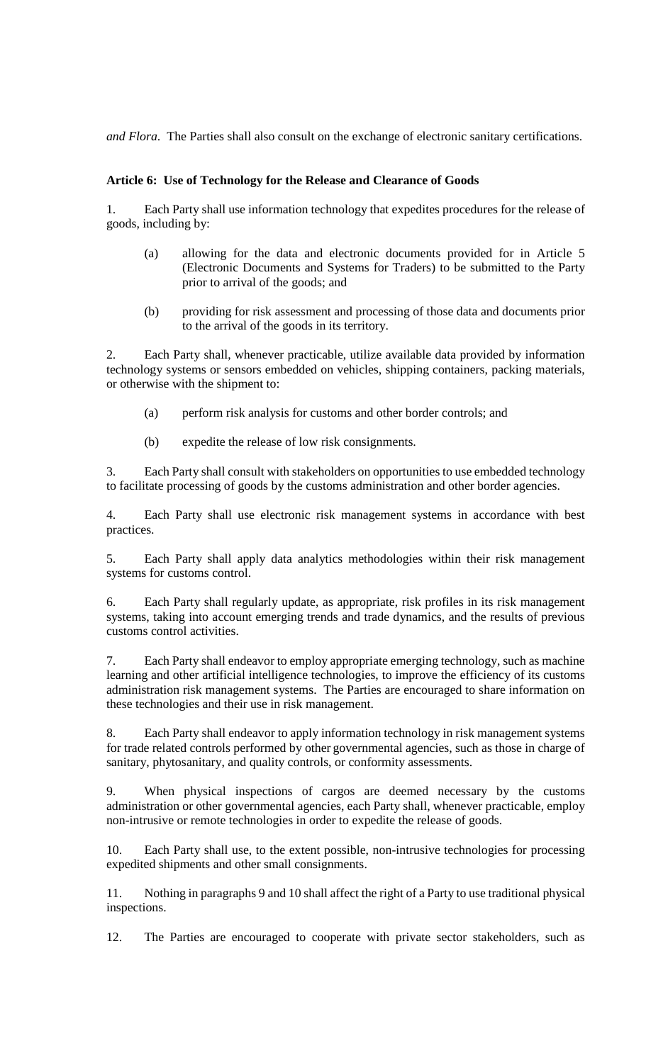*and Flora*. The Parties shall also consult on the exchange of electronic sanitary certifications.

**Article 6: Use of Technology for the Release and Clearance of Goods**

1. Each Party shall use information technology that expedites procedures for the release of goods, including by:

   (a) allowing for the data and electronic documents provided for in Article 5 (Electronic Documents and Systems for Traders) to be submitted to the Party prior to arrival of the goods; and

   (b) providing for risk assessment and processing of those data and documents prior to the arrival of the goods in its territory.

2. Each Party shall, whenever practicable, utilize available data provided by information technology systems or sensors embedded on vehicles, shipping containers, packing materials, or otherwise with the shipment to:

   (a) perform risk analysis for customs and other border controls; and

   (b) expedite the release of low risk consignments.

3. Each Party shall consult with stakeholders on opportunities to use embedded technology to facilitate processing of goods by the customs administration and other border agencies.

4. Each Party shall use electronic risk management systems in accordance with best practices.

5. Each Party shall apply data analytics methodologies within their risk management systems for customs control.

6. Each Party shall regularly update, as appropriate, risk profiles in its risk management systems, taking into account emerging trends and trade dynamics, and the results of previous customs control activities.

7. Each Party shall endeavor to employ appropriate emerging technology, such as machine learning and other artificial intelligence technologies, to improve the efficiency of its customs administration risk management systems. The Parties are encouraged to share information on these technologies and their use in risk management.

8. Each Party shall endeavor to apply information technology in risk management systems for trade related controls performed by other governmental agencies, such as those in charge of sanitary, phytosanitary, and quality controls, or conformity assessments.

9. When physical inspections of cargos are deemed necessary by the customs administration or other governmental agencies, each Party shall, whenever practicable, employ non-intrusive or remote technologies in order to expedite the release of goods.

10. Each Party shall use, to the extent possible, non-intrusive technologies for processing expedited shipments and other small consignments.

11. Nothing in paragraphs 9 and 10 shall affect the right of a Party to use traditional physical inspections.

12. The Parties are encouraged to cooperate with private sector stakeholders, such as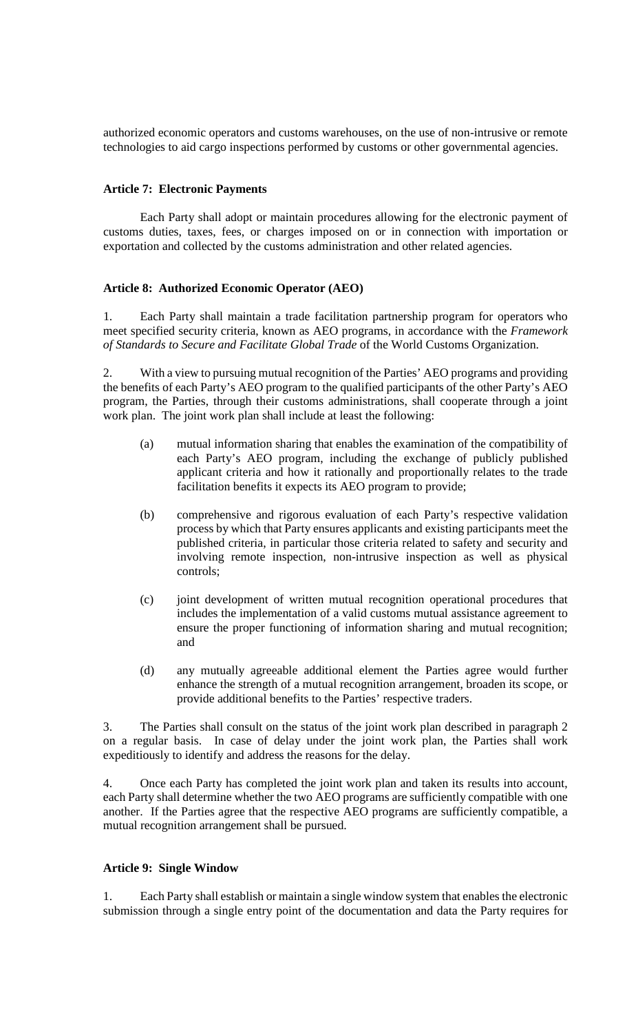authorized economic operators and customs warehouses, on the use of non-intrusive or remote technologies to aid cargo inspections performed by customs or other governmental agencies.

**Article 7: Electronic Payments**

Each Party shall adopt or maintain procedures allowing for the electronic payment of customs duties, taxes, fees, or charges imposed on or in connection with importation or exportation and collected by the customs administration and other related agencies.

**Article 8: Authorized Economic Operator (AEO)**

1. Each Party shall maintain a trade facilitation partnership program for operators who meet specified security criteria, known as AEO programs, in accordance with the *Framework of Standards to Secure and Facilitate Global Trade* of the World Customs Organization.

2. With a view to pursuing mutual recognition of the Parties' AEO programs and providing the benefits of each Party's AEO program to the qualified participants of the other Party's AEO program, the Parties, through their customs administrations, shall cooperate through a joint work plan. The joint work plan shall include at least the following:

(a) mutual information sharing that enables the examination of the compatibility of each Party's AEO program, including the exchange of publicly published applicant criteria and how it rationally and proportionally relates to the trade facilitation benefits it expects its AEO program to provide;

(b) comprehensive and rigorous evaluation of each Party's respective validation process by which that Party ensures applicants and existing participants meet the published criteria, in particular those criteria related to safety and security and involving remote inspection, non-intrusive inspection as well as physical controls;

(c) joint development of written mutual recognition operational procedures that includes the implementation of a valid customs mutual assistance agreement to ensure the proper functioning of information sharing and mutual recognition; and

(d) any mutually agreeable additional element the Parties agree would further enhance the strength of a mutual recognition arrangement, broaden its scope, or provide additional benefits to the Parties' respective traders.

3. The Parties shall consult on the status of the joint work plan described in paragraph 2 on a regular basis. In case of delay under the joint work plan, the Parties shall work expeditiously to identify and address the reasons for the delay.

4. Once each Party has completed the joint work plan and taken its results into account, each Party shall determine whether the two AEO programs are sufficiently compatible with one another. If the Parties agree that the respective AEO programs are sufficiently compatible, a mutual recognition arrangement shall be pursued.

**Article 9: Single Window**

1. Each Party shall establish or maintain a single window system that enables the electronic submission through a single entry point of the documentation and data the Party requires for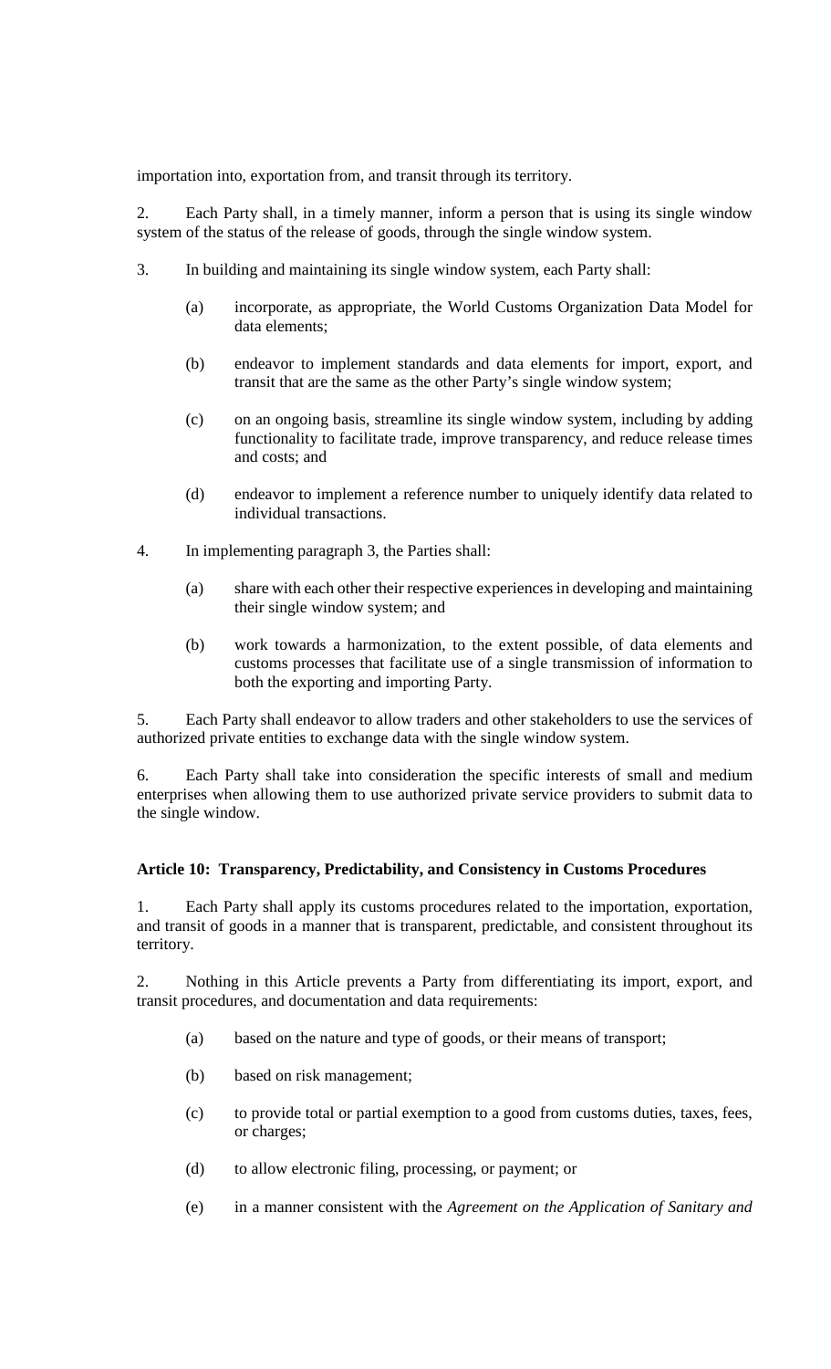importation into, exportation from, and transit through its territory.

2. Each Party shall, in a timely manner, inform a person that is using its single window system of the status of the release of goods, through the single window system.

3. In building and maintaining its single window system, each Party shall:

   (a) incorporate, as appropriate, the World Customs Organization Data Model for data elements;

   (b) endeavor to implement standards and data elements for import, export, and transit that are the same as the other Party's single window system;

   (c) on an ongoing basis, streamline its single window system, including by adding functionality to facilitate trade, improve transparency, and reduce release times and costs; and

   (d) endeavor to implement a reference number to uniquely identify data related to individual transactions.

4. In implementing paragraph 3, the Parties shall:

   (a) share with each other their respective experiences in developing and maintaining their single window system; and

   (b) work towards a harmonization, to the extent possible, of data elements and customs processes that facilitate use of a single transmission of information to both the exporting and importing Party.

5. Each Party shall endeavor to allow traders and other stakeholders to use the services of authorized private entities to exchange data with the single window system.

6. Each Party shall take into consideration the specific interests of small and medium enterprises when allowing them to use authorized private service providers to submit data to the single window.

**Article 10: Transparency, Predictability, and Consistency in Customs Procedures**

1. Each Party shall apply its customs procedures related to the importation, exportation, and transit of goods in a manner that is transparent, predictable, and consistent throughout its territory.

2. Nothing in this Article prevents a Party from differentiating its import, export, and transit procedures, and documentation and data requirements:

   (a) based on the nature and type of goods, or their means of transport;

   (b) based on risk management;

   (c) to provide total or partial exemption to a good from customs duties, taxes, fees, or charges;

   (d) to allow electronic filing, processing, or payment; or

   (e) in a manner consistent with the *Agreement on the Application of Sanitary and*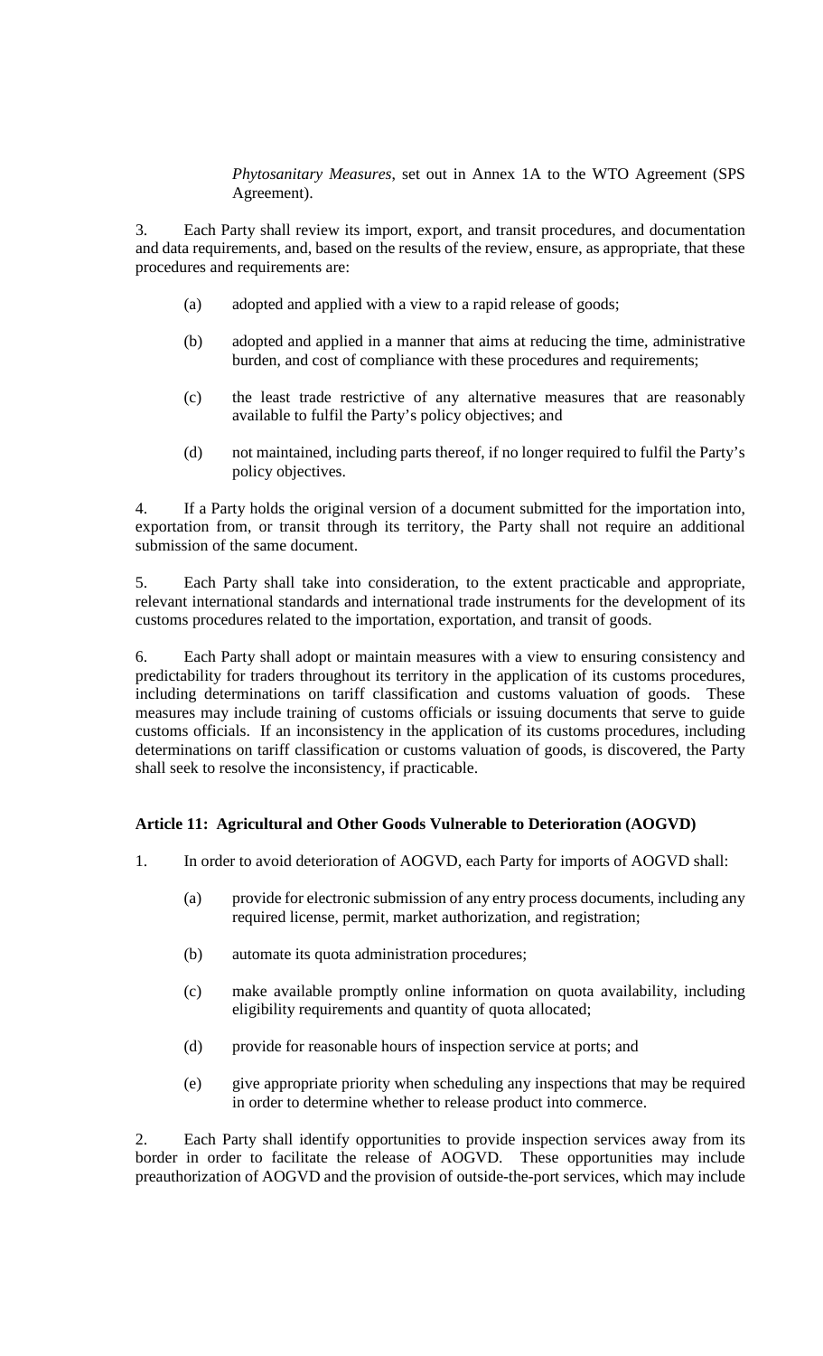*Phytosanitary Measures*, set out in Annex 1A to the WTO Agreement (SPS Agreement).

3. Each Party shall review its import, export, and transit procedures, and documentation and data requirements, and, based on the results of the review, ensure, as appropriate, that these procedures and requirements are:

(a) adopted and applied with a view to a rapid release of goods;

(b) adopted and applied in a manner that aims at reducing the time, administrative burden, and cost of compliance with these procedures and requirements;

(c) the least trade restrictive of any alternative measures that are reasonably available to fulfil the Party's policy objectives; and

(d) not maintained, including parts thereof, if no longer required to fulfil the Party's policy objectives.

4. If a Party holds the original version of a document submitted for the importation into, exportation from, or transit through its territory, the Party shall not require an additional submission of the same document.

5. Each Party shall take into consideration, to the extent practicable and appropriate, relevant international standards and international trade instruments for the development of its customs procedures related to the importation, exportation, and transit of goods.

6. Each Party shall adopt or maintain measures with a view to ensuring consistency and predictability for traders throughout its territory in the application of its customs procedures, including determinations on tariff classification and customs valuation of goods. These measures may include training of customs officials or issuing documents that serve to guide customs officials. If an inconsistency in the application of its customs procedures, including determinations on tariff classification or customs valuation of goods, is discovered, the Party shall seek to resolve the inconsistency, if practicable.

### Article 11: Agricultural and Other Goods Vulnerable to Deterioration (AOGVD)

1. In order to avoid deterioration of AOGVD, each Party for imports of AOGVD shall:

(a) provide for electronic submission of any entry process documents, including any required license, permit, market authorization, and registration;

(b) automate its quota administration procedures;

(c) make available promptly online information on quota availability, including eligibility requirements and quantity of quota allocated;

(d) provide for reasonable hours of inspection service at ports; and

(e) give appropriate priority when scheduling any inspections that may be required in order to determine whether to release product into commerce.

2. Each Party shall identify opportunities to provide inspection services away from its border in order to facilitate the release of AOGVD. These opportunities may include preauthorization of AOGVD and the provision of outside-the-port services, which may include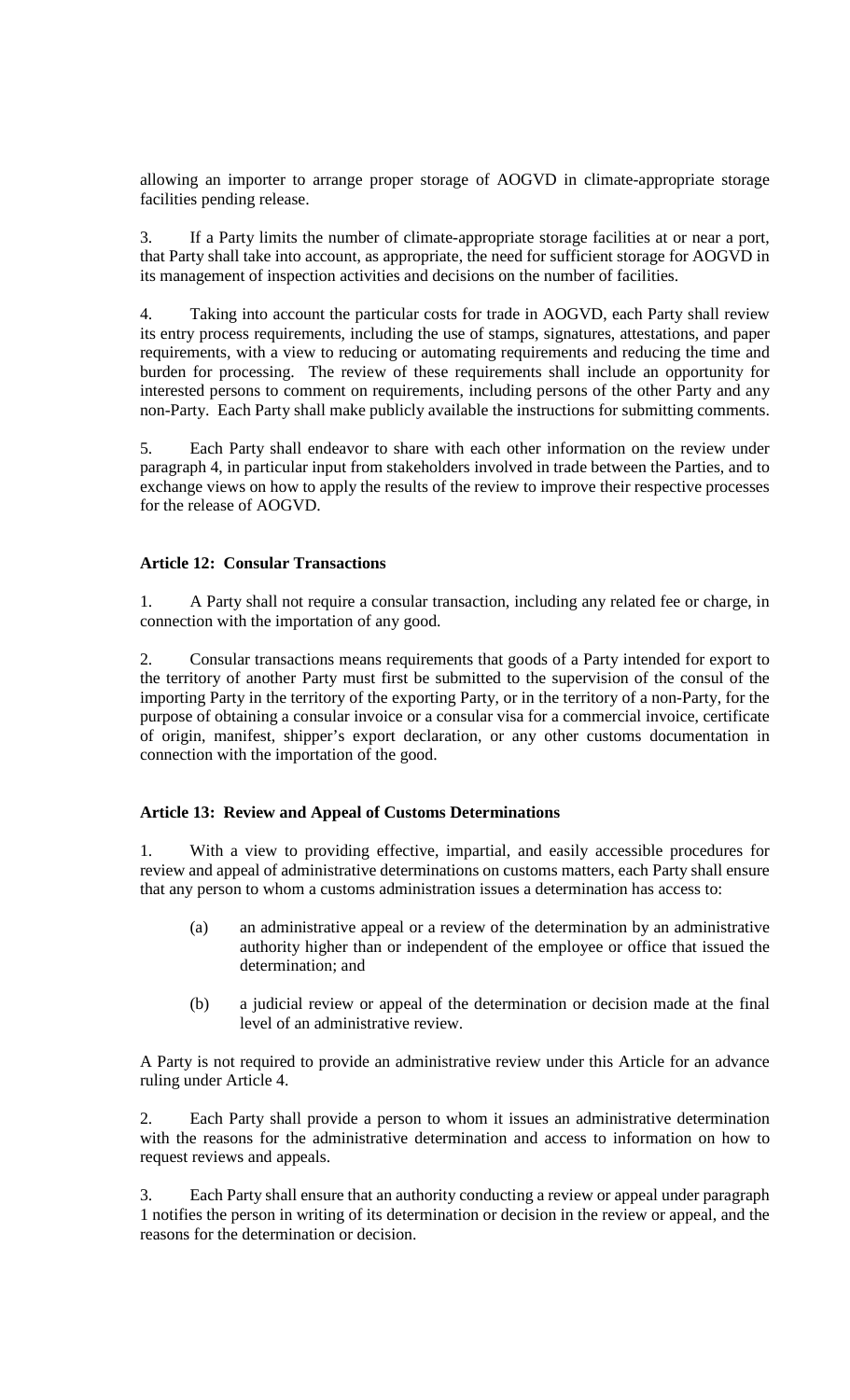allowing an importer to arrange proper storage of AOGVD in climate-appropriate storage facilities pending release.

3. If a Party limits the number of climate-appropriate storage facilities at or near a port, that Party shall take into account, as appropriate, the need for sufficient storage for AOGVD in its management of inspection activities and decisions on the number of facilities.

4. Taking into account the particular costs for trade in AOGVD, each Party shall review its entry process requirements, including the use of stamps, signatures, attestations, and paper requirements, with a view to reducing or automating requirements and reducing the time and burden for processing. The review of these requirements shall include an opportunity for interested persons to comment on requirements, including persons of the other Party and any non-Party. Each Party shall make publicly available the instructions for submitting comments.

5. Each Party shall endeavor to share with each other information on the review under paragraph 4, in particular input from stakeholders involved in trade between the Parties, and to exchange views on how to apply the results of the review to improve their respective processes for the release of AOGVD.

**Article 12: Consular Transactions**

1. A Party shall not require a consular transaction, including any related fee or charge, in connection with the importation of any good.

2. Consular transactions means requirements that goods of a Party intended for export to the territory of another Party must first be submitted to the supervision of the consul of the importing Party in the territory of the exporting Party, or in the territory of a non-Party, for the purpose of obtaining a consular invoice or a consular visa for a commercial invoice, certificate of origin, manifest, shipper's export declaration, or any other customs documentation in connection with the importation of the good.

**Article 13: Review and Appeal of Customs Determinations**

1. With a view to providing effective, impartial, and easily accessible procedures for review and appeal of administrative determinations on customs matters, each Party shall ensure that any person to whom a customs administration issues a determination has access to:

(a) an administrative appeal or a review of the determination by an administrative authority higher than or independent of the employee or office that issued the determination; and

(b) a judicial review or appeal of the determination or decision made at the final level of an administrative review.

A Party is not required to provide an administrative review under this Article for an advance ruling under Article 4.

2. Each Party shall provide a person to whom it issues an administrative determination with the reasons for the administrative determination and access to information on how to request reviews and appeals.

3. Each Party shall ensure that an authority conducting a review or appeal under paragraph 1 notifies the person in writing of its determination or decision in the review or appeal, and the reasons for the determination or decision.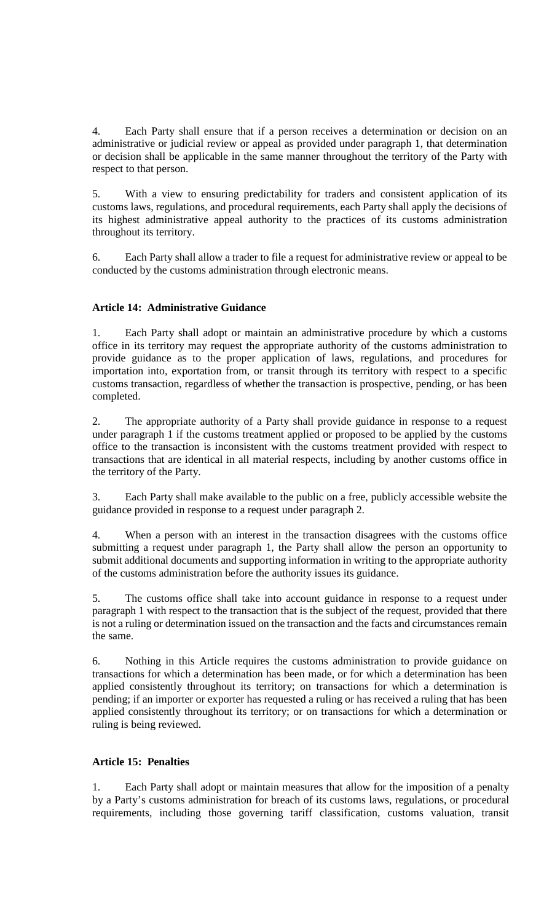4. Each Party shall ensure that if a person receives a determination or decision on an administrative or judicial review or appeal as provided under paragraph 1, that determination or decision shall be applicable in the same manner throughout the territory of the Party with respect to that person.

5. With a view to ensuring predictability for traders and consistent application of its customs laws, regulations, and procedural requirements, each Party shall apply the decisions of its highest administrative appeal authority to the practices of its customs administration throughout its territory.

6. Each Party shall allow a trader to file a request for administrative review or appeal to be conducted by the customs administration through electronic means.

**Article 14: Administrative Guidance**

1. Each Party shall adopt or maintain an administrative procedure by which a customs office in its territory may request the appropriate authority of the customs administration to provide guidance as to the proper application of laws, regulations, and procedures for importation into, exportation from, or transit through its territory with respect to a specific customs transaction, regardless of whether the transaction is prospective, pending, or has been completed.

2. The appropriate authority of a Party shall provide guidance in response to a request under paragraph 1 if the customs treatment applied or proposed to be applied by the customs office to the transaction is inconsistent with the customs treatment provided with respect to transactions that are identical in all material respects, including by another customs office in the territory of the Party.

3. Each Party shall make available to the public on a free, publicly accessible website the guidance provided in response to a request under paragraph 2.

4. When a person with an interest in the transaction disagrees with the customs office submitting a request under paragraph 1, the Party shall allow the person an opportunity to submit additional documents and supporting information in writing to the appropriate authority of the customs administration before the authority issues its guidance.

5. The customs office shall take into account guidance in response to a request under paragraph 1 with respect to the transaction that is the subject of the request, provided that there is not a ruling or determination issued on the transaction and the facts and circumstances remain the same.

6. Nothing in this Article requires the customs administration to provide guidance on transactions for which a determination has been made, or for which a determination has been applied consistently throughout its territory; on transactions for which a determination is pending; if an importer or exporter has requested a ruling or has received a ruling that has been applied consistently throughout its territory; or on transactions for which a determination or ruling is being reviewed.

**Article 15: Penalties**

1. Each Party shall adopt or maintain measures that allow for the imposition of a penalty by a Party's customs administration for breach of its customs laws, regulations, or procedural requirements, including those governing tariff classification, customs valuation, transit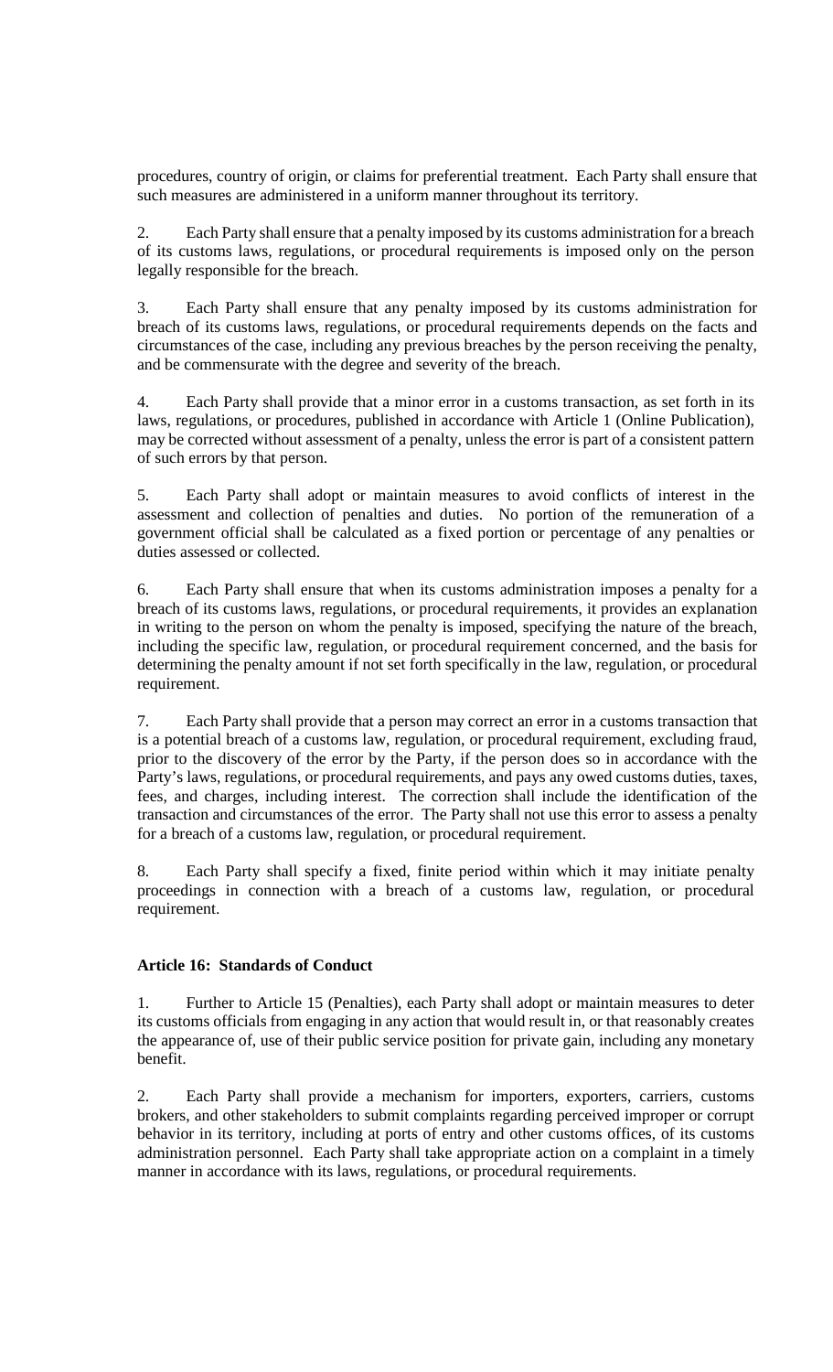procedures, country of origin, or claims for preferential treatment. Each Party shall ensure that such measures are administered in a uniform manner throughout its territory.

2. Each Party shall ensure that a penalty imposed by its customs administration for a breach of its customs laws, regulations, or procedural requirements is imposed only on the person legally responsible for the breach.

3. Each Party shall ensure that any penalty imposed by its customs administration for breach of its customs laws, regulations, or procedural requirements depends on the facts and circumstances of the case, including any previous breaches by the person receiving the penalty, and be commensurate with the degree and severity of the breach.

4. Each Party shall provide that a minor error in a customs transaction, as set forth in its laws, regulations, or procedures, published in accordance with Article 1 (Online Publication), may be corrected without assessment of a penalty, unless the error is part of a consistent pattern of such errors by that person.

5. Each Party shall adopt or maintain measures to avoid conflicts of interest in the assessment and collection of penalties and duties. No portion of the remuneration of a government official shall be calculated as a fixed portion or percentage of any penalties or duties assessed or collected.

6. Each Party shall ensure that when its customs administration imposes a penalty for a breach of its customs laws, regulations, or procedural requirements, it provides an explanation in writing to the person on whom the penalty is imposed, specifying the nature of the breach, including the specific law, regulation, or procedural requirement concerned, and the basis for determining the penalty amount if not set forth specifically in the law, regulation, or procedural requirement.

7. Each Party shall provide that a person may correct an error in a customs transaction that is a potential breach of a customs law, regulation, or procedural requirement, excluding fraud, prior to the discovery of the error by the Party, if the person does so in accordance with the Party's laws, regulations, or procedural requirements, and pays any owed customs duties, taxes, fees, and charges, including interest. The correction shall include the identification of the transaction and circumstances of the error. The Party shall not use this error to assess a penalty for a breach of a customs law, regulation, or procedural requirement.

8. Each Party shall specify a fixed, finite period within which it may initiate penalty proceedings in connection with a breach of a customs law, regulation, or procedural requirement.

### Article 16: Standards of Conduct

1. Further to Article 15 (Penalties), each Party shall adopt or maintain measures to deter its customs officials from engaging in any action that would result in, or that reasonably creates the appearance of, use of their public service position for private gain, including any monetary benefit.

2. Each Party shall provide a mechanism for importers, exporters, carriers, customs brokers, and other stakeholders to submit complaints regarding perceived improper or corrupt behavior in its territory, including at ports of entry and other customs offices, of its customs administration personnel. Each Party shall take appropriate action on a complaint in a timely manner in accordance with its laws, regulations, or procedural requirements.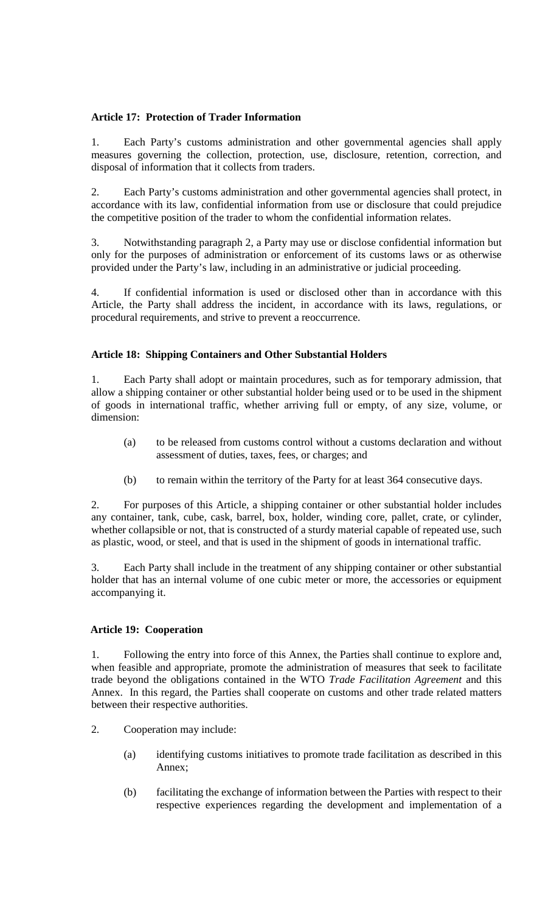**Article 17: Protection of Trader Information**

1. Each Party's customs administration and other governmental agencies shall apply measures governing the collection, protection, use, disclosure, retention, correction, and disposal of information that it collects from traders.

2. Each Party's customs administration and other governmental agencies shall protect, in accordance with its law, confidential information from use or disclosure that could prejudice the competitive position of the trader to whom the confidential information relates.

3. Notwithstanding paragraph 2, a Party may use or disclose confidential information but only for the purposes of administration or enforcement of its customs laws or as otherwise provided under the Party's law, including in an administrative or judicial proceeding.

4. If confidential information is used or disclosed other than in accordance with this Article, the Party shall address the incident, in accordance with its laws, regulations, or procedural requirements, and strive to prevent a reoccurrence.

**Article 18: Shipping Containers and Other Substantial Holders**

1. Each Party shall adopt or maintain procedures, such as for temporary admission, that allow a shipping container or other substantial holder being used or to be used in the shipment of goods in international traffic, whether arriving full or empty, of any size, volume, or dimension:

(a) to be released from customs control without a customs declaration and without assessment of duties, taxes, fees, or charges; and

(b) to remain within the territory of the Party for at least 364 consecutive days.

2. For purposes of this Article, a shipping container or other substantial holder includes any container, tank, cube, cask, barrel, box, holder, winding core, pallet, crate, or cylinder, whether collapsible or not, that is constructed of a sturdy material capable of repeated use, such as plastic, wood, or steel, and that is used in the shipment of goods in international traffic.

3. Each Party shall include in the treatment of any shipping container or other substantial holder that has an internal volume of one cubic meter or more, the accessories or equipment accompanying it.

**Article 19: Cooperation**

1. Following the entry into force of this Annex, the Parties shall continue to explore and, when feasible and appropriate, promote the administration of measures that seek to facilitate trade beyond the obligations contained in the WTO *Trade Facilitation Agreement* and this Annex. In this regard, the Parties shall cooperate on customs and other trade related matters between their respective authorities.

2. Cooperation may include:

(a) identifying customs initiatives to promote trade facilitation as described in this Annex;

(b) facilitating the exchange of information between the Parties with respect to their respective experiences regarding the development and implementation of a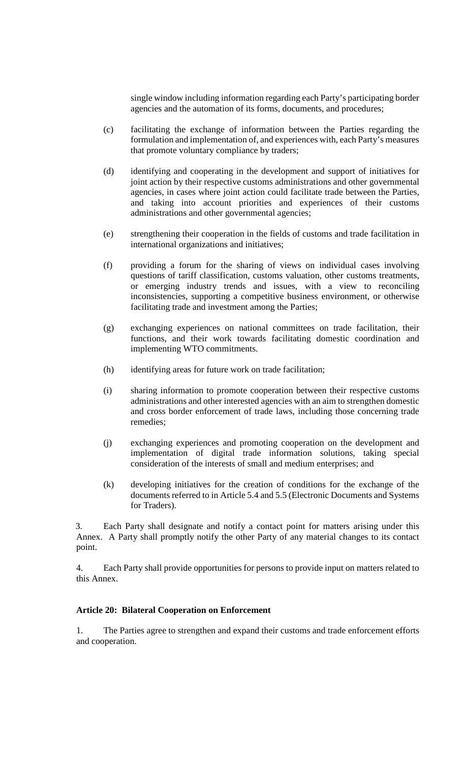single window including information regarding each Party's participating border agencies and the automation of its forms, documents, and procedures;

(c) facilitating the exchange of information between the Parties regarding the formulation and implementation of, and experiences with, each Party's measures that promote voluntary compliance by traders;

(d) identifying and cooperating in the development and support of initiatives for joint action by their respective customs administrations and other governmental agencies, in cases where joint action could facilitate trade between the Parties, and taking into account priorities and experiences of their customs administrations and other governmental agencies;

(e) strengthening their cooperation in the fields of customs and trade facilitation in international organizations and initiatives;

(f) providing a forum for the sharing of views on individual cases involving questions of tariff classification, customs valuation, other customs treatments, or emerging industry trends and issues, with a view to reconciling inconsistencies, supporting a competitive business environment, or otherwise facilitating trade and investment among the Parties;

(g) exchanging experiences on national committees on trade facilitation, their functions, and their work towards facilitating domestic coordination and implementing WTO commitments.

(h) identifying areas for future work on trade facilitation;

(i) sharing information to promote cooperation between their respective customs administrations and other interested agencies with an aim to strengthen domestic and cross border enforcement of trade laws, including those concerning trade remedies;

(j) exchanging experiences and promoting cooperation on the development and implementation of digital trade information solutions, taking special consideration of the interests of small and medium enterprises; and

(k) developing initiatives for the creation of conditions for the exchange of the documents referred to in Article 5.4 and 5.5 (Electronic Documents and Systems for Traders).

3. Each Party shall designate and notify a contact point for matters arising under this Annex. A Party shall promptly notify the other Party of any material changes to its contact point.

4. Each Party shall provide opportunities for persons to provide input on matters related to this Annex.

**Article 20: Bilateral Cooperation on Enforcement**

1. The Parties agree to strengthen and expand their customs and trade enforcement efforts and cooperation.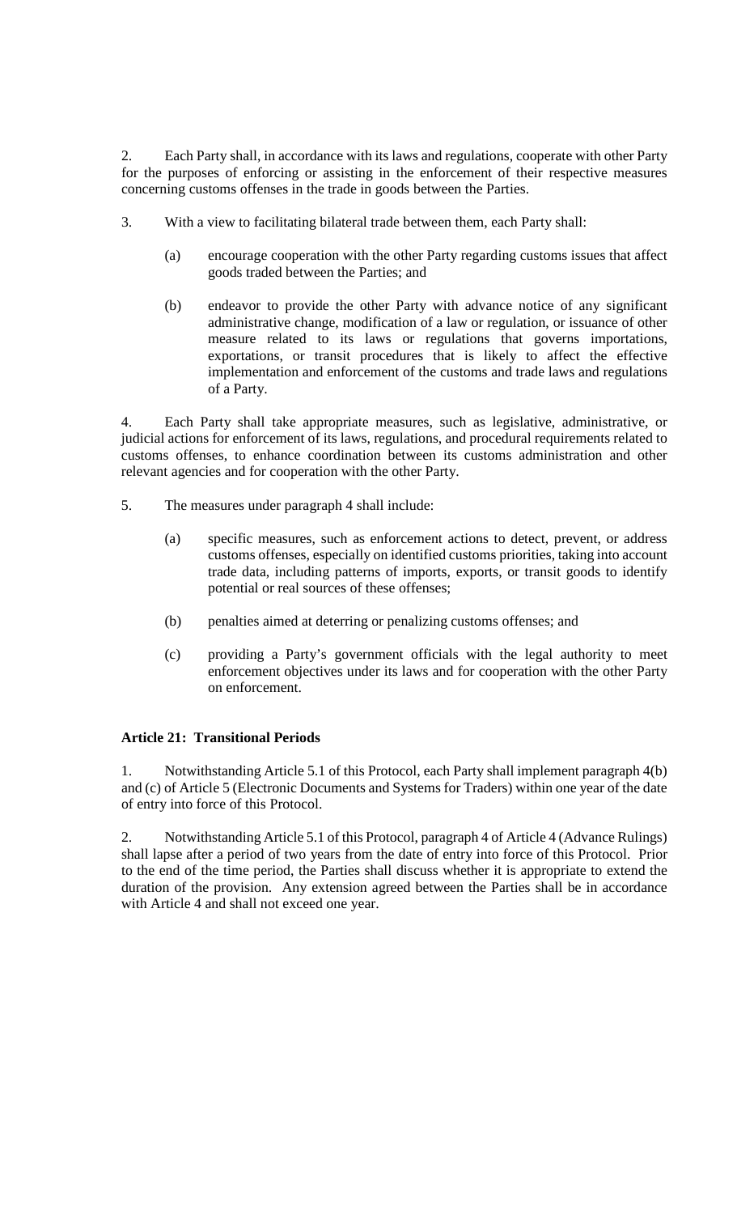2. Each Party shall, in accordance with its laws and regulations, cooperate with other Party for the purposes of enforcing or assisting in the enforcement of their respective measures concerning customs offenses in the trade in goods between the Parties.

3. With a view to facilitating bilateral trade between them, each Party shall:

   (a) encourage cooperation with the other Party regarding customs issues that affect goods traded between the Parties; and

   (b) endeavor to provide the other Party with advance notice of any significant administrative change, modification of a law or regulation, or issuance of other measure related to its laws or regulations that governs importations, exportations, or transit procedures that is likely to affect the effective implementation and enforcement of the customs and trade laws and regulations of a Party.

4. Each Party shall take appropriate measures, such as legislative, administrative, or judicial actions for enforcement of its laws, regulations, and procedural requirements related to customs offenses, to enhance coordination between its customs administration and other relevant agencies and for cooperation with the other Party.

5. The measures under paragraph 4 shall include:

   (a) specific measures, such as enforcement actions to detect, prevent, or address customs offenses, especially on identified customs priorities, taking into account trade data, including patterns of imports, exports, or transit goods to identify potential or real sources of these offenses;

   (b) penalties aimed at deterring or penalizing customs offenses; and

   (c) providing a Party's government officials with the legal authority to meet enforcement objectives under its laws and for cooperation with the other Party on enforcement.

**Article 21: Transitional Periods**

1. Notwithstanding Article 5.1 of this Protocol, each Party shall implement paragraph 4(b) and (c) of Article 5 (Electronic Documents and Systems for Traders) within one year of the date of entry into force of this Protocol.

2. Notwithstanding Article 5.1 of this Protocol, paragraph 4 of Article 4 (Advance Rulings) shall lapse after a period of two years from the date of entry into force of this Protocol. Prior to the end of the time period, the Parties shall discuss whether it is appropriate to extend the duration of the provision. Any extension agreed between the Parties shall be in accordance with Article 4 and shall not exceed one year.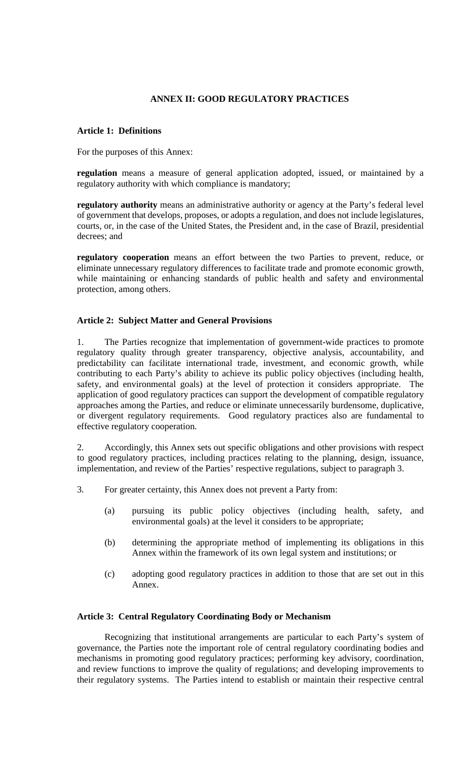## ANNEX II: GOOD REGULATORY PRACTICES

### Article 1: Definitions

For the purposes of this Annex:

**regulation** means a measure of general application adopted, issued, or maintained by a regulatory authority with which compliance is mandatory;

**regulatory authority** means an administrative authority or agency at the Party's federal level of government that develops, proposes, or adopts a regulation, and does not include legislatures, courts, or, in the case of the United States, the President and, in the case of Brazil, presidential decrees; and

**regulatory cooperation** means an effort between the two Parties to prevent, reduce, or eliminate unnecessary regulatory differences to facilitate trade and promote economic growth, while maintaining or enhancing standards of public health and safety and environmental protection, among others.

### Article 2: Subject Matter and General Provisions

1. The Parties recognize that implementation of government-wide practices to promote regulatory quality through greater transparency, objective analysis, accountability, and predictability can facilitate international trade, investment, and economic growth, while contributing to each Party's ability to achieve its public policy objectives (including health, safety, and environmental goals) at the level of protection it considers appropriate. The application of good regulatory practices can support the development of compatible regulatory approaches among the Parties, and reduce or eliminate unnecessarily burdensome, duplicative, or divergent regulatory requirements. Good regulatory practices also are fundamental to effective regulatory cooperation.

2. Accordingly, this Annex sets out specific obligations and other provisions with respect to good regulatory practices, including practices relating to the planning, design, issuance, implementation, and review of the Parties' respective regulations, subject to paragraph 3.

3. For greater certainty, this Annex does not prevent a Party from:

   (a) pursuing its public policy objectives (including health, safety, and environmental goals) at the level it considers to be appropriate;

   (b) determining the appropriate method of implementing its obligations in this Annex within the framework of its own legal system and institutions; or

   (c) adopting good regulatory practices in addition to those that are set out in this Annex.

### Article 3: Central Regulatory Coordinating Body or Mechanism

Recognizing that institutional arrangements are particular to each Party's system of governance, the Parties note the important role of central regulatory coordinating bodies and mechanisms in promoting good regulatory practices; performing key advisory, coordination, and review functions to improve the quality of regulations; and developing improvements to their regulatory systems. The Parties intend to establish or maintain their respective central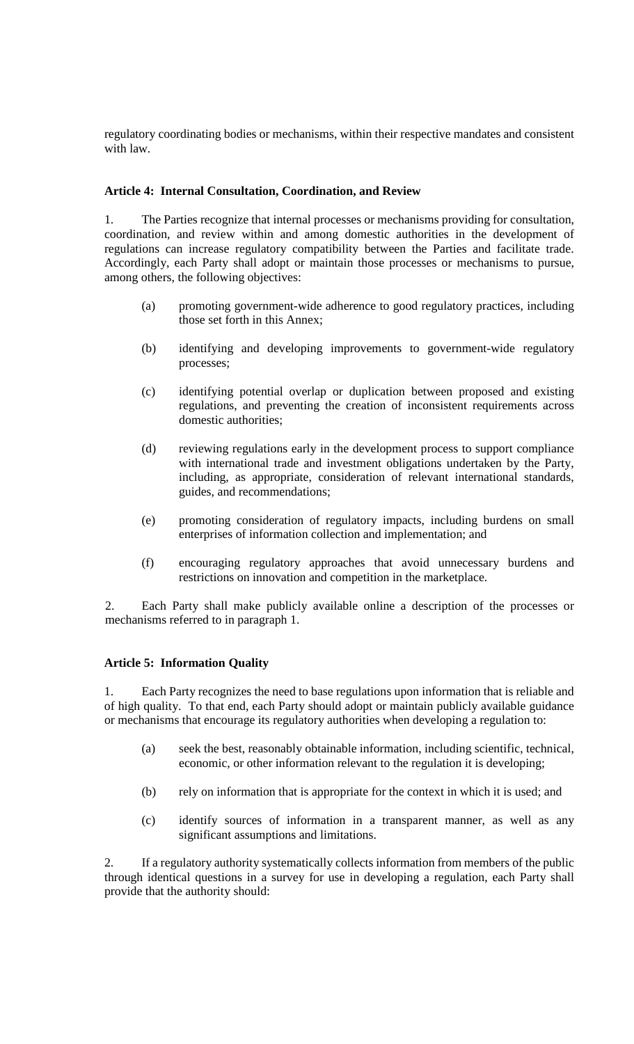regulatory coordinating bodies or mechanisms, within their respective mandates and consistent with law.

**Article 4: Internal Consultation, Coordination, and Review**

1. The Parties recognize that internal processes or mechanisms providing for consultation, coordination, and review within and among domestic authorities in the development of regulations can increase regulatory compatibility between the Parties and facilitate trade. Accordingly, each Party shall adopt or maintain those processes or mechanisms to pursue, among others, the following objectives:

   (a) promoting government-wide adherence to good regulatory practices, including those set forth in this Annex;

   (b) identifying and developing improvements to government-wide regulatory processes;

   (c) identifying potential overlap or duplication between proposed and existing regulations, and preventing the creation of inconsistent requirements across domestic authorities;

   (d) reviewing regulations early in the development process to support compliance with international trade and investment obligations undertaken by the Party, including, as appropriate, consideration of relevant international standards, guides, and recommendations;

   (e) promoting consideration of regulatory impacts, including burdens on small enterprises of information collection and implementation; and

   (f) encouraging regulatory approaches that avoid unnecessary burdens and restrictions on innovation and competition in the marketplace.

2. Each Party shall make publicly available online a description of the processes or mechanisms referred to in paragraph 1.

**Article 5: Information Quality**

1. Each Party recognizes the need to base regulations upon information that is reliable and of high quality. To that end, each Party should adopt or maintain publicly available guidance or mechanisms that encourage its regulatory authorities when developing a regulation to:

   (a) seek the best, reasonably obtainable information, including scientific, technical, economic, or other information relevant to the regulation it is developing;

   (b) rely on information that is appropriate for the context in which it is used; and

   (c) identify sources of information in a transparent manner, as well as any significant assumptions and limitations.

2. If a regulatory authority systematically collects information from members of the public through identical questions in a survey for use in developing a regulation, each Party shall provide that the authority should: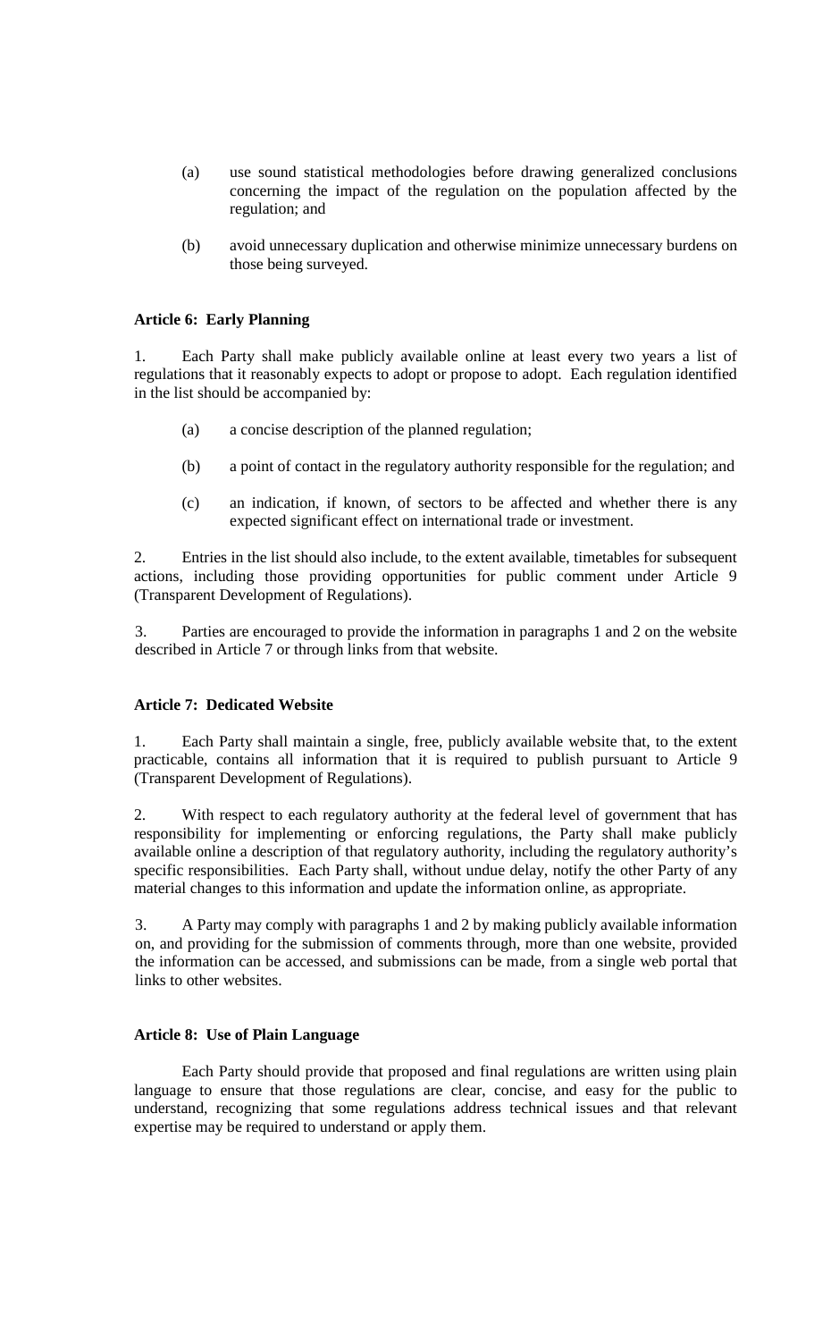(a) use sound statistical methodologies before drawing generalized conclusions concerning the impact of the regulation on the population affected by the regulation; and

(b) avoid unnecessary duplication and otherwise minimize unnecessary burdens on those being surveyed.

**Article 6: Early Planning**

1. Each Party shall make publicly available online at least every two years a list of regulations that it reasonably expects to adopt or propose to adopt. Each regulation identified in the list should be accompanied by:

(a) a concise description of the planned regulation;

(b) a point of contact in the regulatory authority responsible for the regulation; and

(c) an indication, if known, of sectors to be affected and whether there is any expected significant effect on international trade or investment.

2. Entries in the list should also include, to the extent available, timetables for subsequent actions, including those providing opportunities for public comment under Article 9 (Transparent Development of Regulations).

3. Parties are encouraged to provide the information in paragraphs 1 and 2 on the website described in Article 7 or through links from that website.

**Article 7: Dedicated Website**

1. Each Party shall maintain a single, free, publicly available website that, to the extent practicable, contains all information that it is required to publish pursuant to Article 9 (Transparent Development of Regulations).

2. With respect to each regulatory authority at the federal level of government that has responsibility for implementing or enforcing regulations, the Party shall make publicly available online a description of that regulatory authority, including the regulatory authority's specific responsibilities. Each Party shall, without undue delay, notify the other Party of any material changes to this information and update the information online, as appropriate.

3. A Party may comply with paragraphs 1 and 2 by making publicly available information on, and providing for the submission of comments through, more than one website, provided the information can be accessed, and submissions can be made, from a single web portal that links to other websites.

**Article 8: Use of Plain Language**

Each Party should provide that proposed and final regulations are written using plain language to ensure that those regulations are clear, concise, and easy for the public to understand, recognizing that some regulations address technical issues and that relevant expertise may be required to understand or apply them.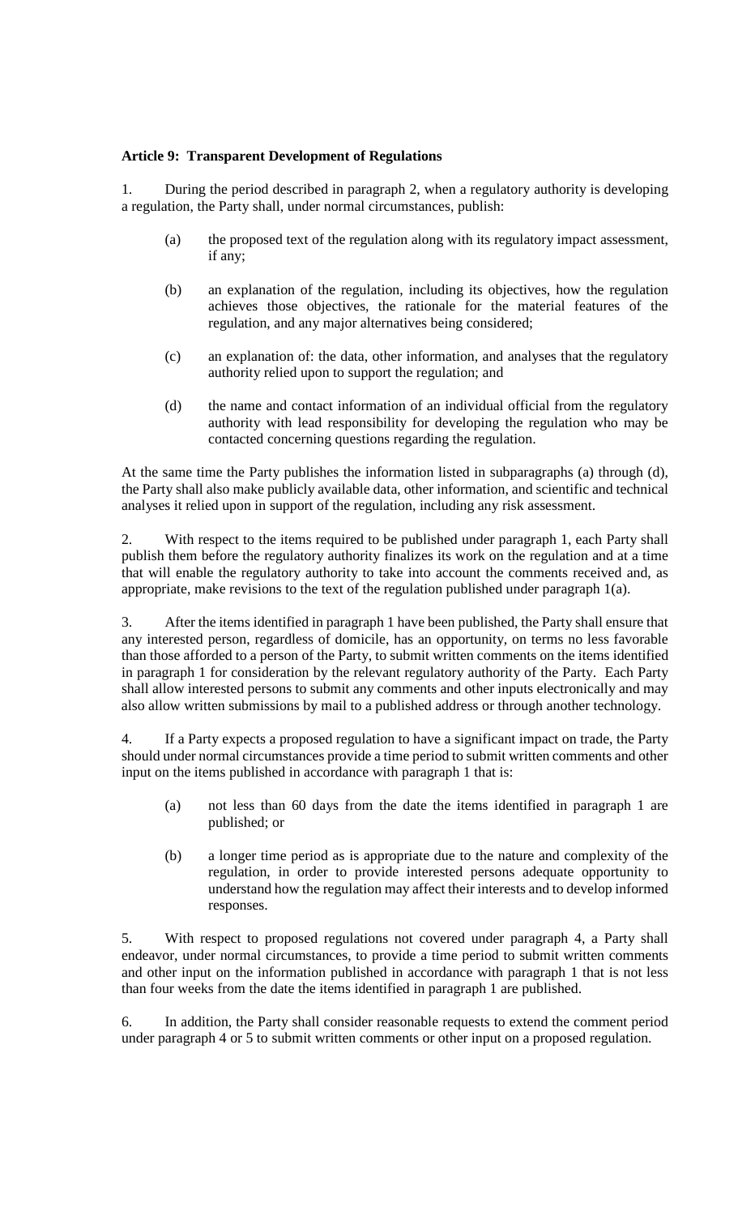**Article 9: Transparent Development of Regulations**

1. During the period described in paragraph 2, when a regulatory authority is developing a regulation, the Party shall, under normal circumstances, publish:

   (a) the proposed text of the regulation along with its regulatory impact assessment, if any;

   (b) an explanation of the regulation, including its objectives, how the regulation achieves those objectives, the rationale for the material features of the regulation, and any major alternatives being considered;

   (c) an explanation of: the data, other information, and analyses that the regulatory authority relied upon to support the regulation; and

   (d) the name and contact information of an individual official from the regulatory authority with lead responsibility for developing the regulation who may be contacted concerning questions regarding the regulation.

At the same time the Party publishes the information listed in subparagraphs (a) through (d), the Party shall also make publicly available data, other information, and scientific and technical analyses it relied upon in support of the regulation, including any risk assessment.

2. With respect to the items required to be published under paragraph 1, each Party shall publish them before the regulatory authority finalizes its work on the regulation and at a time that will enable the regulatory authority to take into account the comments received and, as appropriate, make revisions to the text of the regulation published under paragraph 1(a).

3. After the items identified in paragraph 1 have been published, the Party shall ensure that any interested person, regardless of domicile, has an opportunity, on terms no less favorable than those afforded to a person of the Party, to submit written comments on the items identified in paragraph 1 for consideration by the relevant regulatory authority of the Party. Each Party shall allow interested persons to submit any comments and other inputs electronically and may also allow written submissions by mail to a published address or through another technology.

4. If a Party expects a proposed regulation to have a significant impact on trade, the Party should under normal circumstances provide a time period to submit written comments and other input on the items published in accordance with paragraph 1 that is:

   (a) not less than 60 days from the date the items identified in paragraph 1 are published; or

   (b) a longer time period as is appropriate due to the nature and complexity of the regulation, in order to provide interested persons adequate opportunity to understand how the regulation may affect their interests and to develop informed responses.

5. With respect to proposed regulations not covered under paragraph 4, a Party shall endeavor, under normal circumstances, to provide a time period to submit written comments and other input on the information published in accordance with paragraph 1 that is not less than four weeks from the date the items identified in paragraph 1 are published.

6. In addition, the Party shall consider reasonable requests to extend the comment period under paragraph 4 or 5 to submit written comments or other input on a proposed regulation.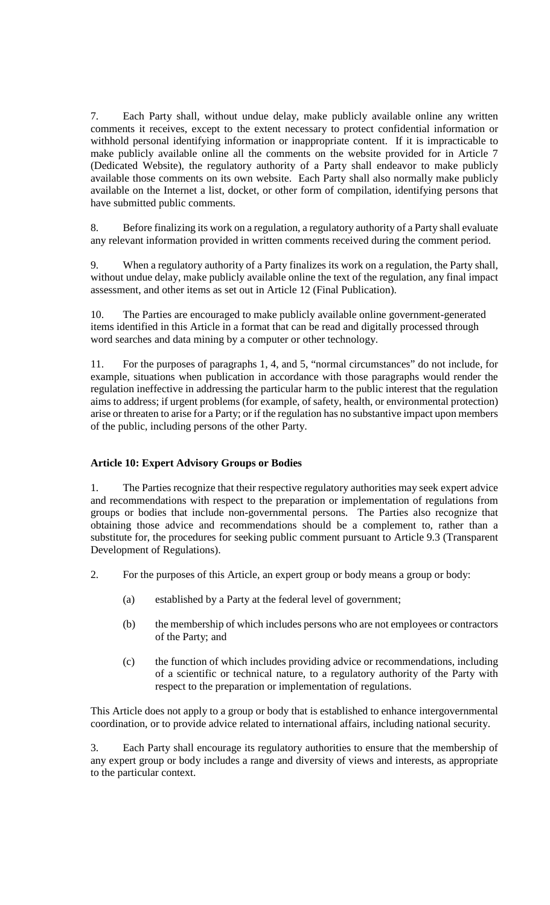7. Each Party shall, without undue delay, make publicly available online any written comments it receives, except to the extent necessary to protect confidential information or withhold personal identifying information or inappropriate content. If it is impracticable to make publicly available online all the comments on the website provided for in Article 7 (Dedicated Website), the regulatory authority of a Party shall endeavor to make publicly available those comments on its own website. Each Party shall also normally make publicly available on the Internet a list, docket, or other form of compilation, identifying persons that have submitted public comments.

8. Before finalizing its work on a regulation, a regulatory authority of a Party shall evaluate any relevant information provided in written comments received during the comment period.

9. When a regulatory authority of a Party finalizes its work on a regulation, the Party shall, without undue delay, make publicly available online the text of the regulation, any final impact assessment, and other items as set out in Article 12 (Final Publication).

10. The Parties are encouraged to make publicly available online government-generated items identified in this Article in a format that can be read and digitally processed through word searches and data mining by a computer or other technology.

11. For the purposes of paragraphs 1, 4, and 5, "normal circumstances" do not include, for example, situations when publication in accordance with those paragraphs would render the regulation ineffective in addressing the particular harm to the public interest that the regulation aims to address; if urgent problems (for example, of safety, health, or environmental protection) arise or threaten to arise for a Party; or if the regulation has no substantive impact upon members of the public, including persons of the other Party.

**Article 10: Expert Advisory Groups or Bodies**

1. The Parties recognize that their respective regulatory authorities may seek expert advice and recommendations with respect to the preparation or implementation of regulations from groups or bodies that include non-governmental persons. The Parties also recognize that obtaining those advice and recommendations should be a complement to, rather than a substitute for, the procedures for seeking public comment pursuant to Article 9.3 (Transparent Development of Regulations).

2. For the purposes of this Article, an expert group or body means a group or body:

   (a) established by a Party at the federal level of government;

   (b) the membership of which includes persons who are not employees or contractors of the Party; and

   (c) the function of which includes providing advice or recommendations, including of a scientific or technical nature, to a regulatory authority of the Party with respect to the preparation or implementation of regulations.

This Article does not apply to a group or body that is established to enhance intergovernmental coordination, or to provide advice related to international affairs, including national security.

3. Each Party shall encourage its regulatory authorities to ensure that the membership of any expert group or body includes a range and diversity of views and interests, as appropriate to the particular context.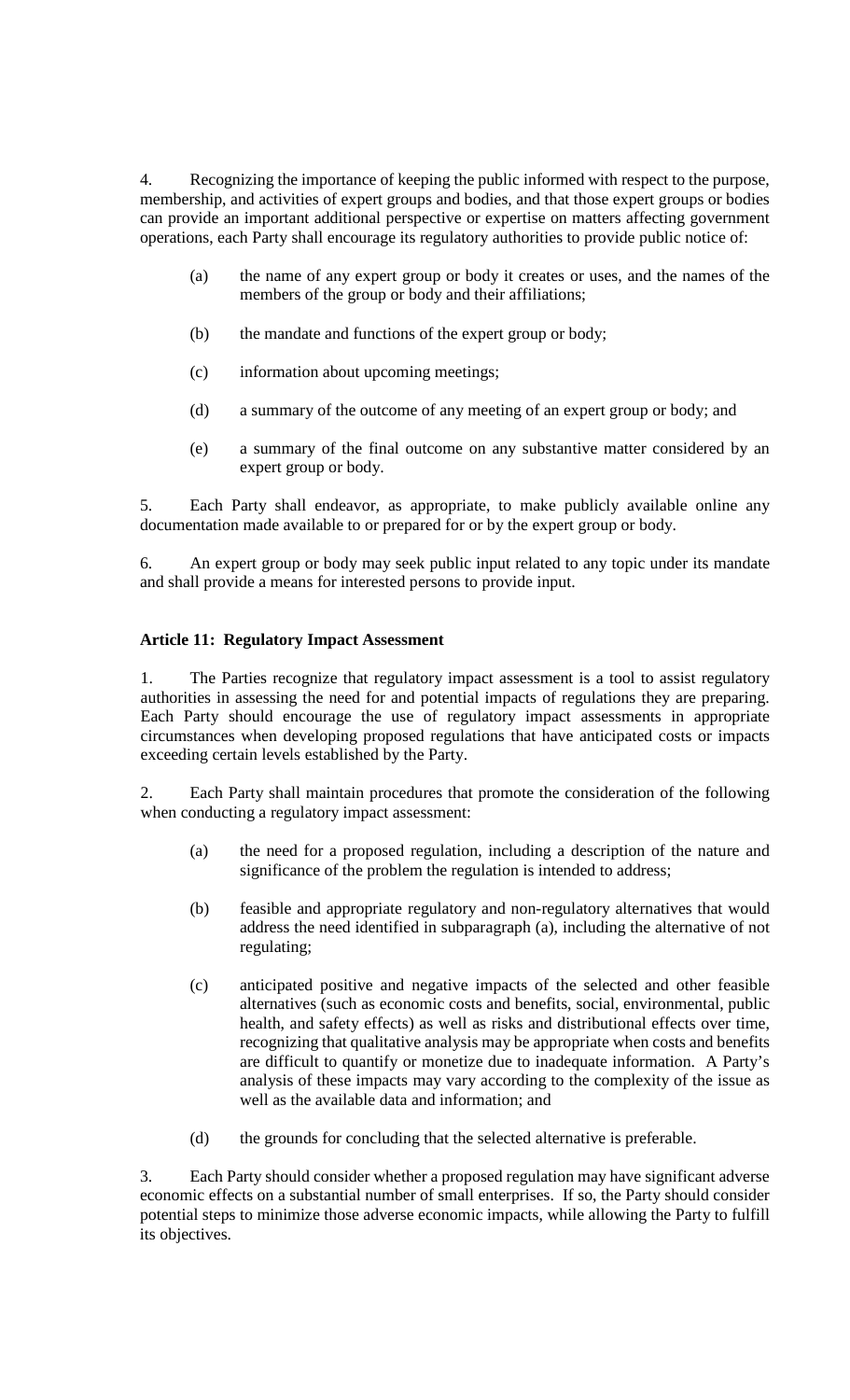4. Recognizing the importance of keeping the public informed with respect to the purpose, membership, and activities of expert groups and bodies, and that those expert groups or bodies can provide an important additional perspective or expertise on matters affecting government operations, each Party shall encourage its regulatory authorities to provide public notice of:

(a) the name of any expert group or body it creates or uses, and the names of the members of the group or body and their affiliations;

(b) the mandate and functions of the expert group or body;

(c) information about upcoming meetings;

(d) a summary of the outcome of any meeting of an expert group or body; and

(e) a summary of the final outcome on any substantive matter considered by an expert group or body.

5. Each Party shall endeavor, as appropriate, to make publicly available online any documentation made available to or prepared for or by the expert group or body.

6. An expert group or body may seek public input related to any topic under its mandate and shall provide a means for interested persons to provide input.

**Article 11: Regulatory Impact Assessment**

1. The Parties recognize that regulatory impact assessment is a tool to assist regulatory authorities in assessing the need for and potential impacts of regulations they are preparing. Each Party should encourage the use of regulatory impact assessments in appropriate circumstances when developing proposed regulations that have anticipated costs or impacts exceeding certain levels established by the Party.

2. Each Party shall maintain procedures that promote the consideration of the following when conducting a regulatory impact assessment:

(a) the need for a proposed regulation, including a description of the nature and significance of the problem the regulation is intended to address;

(b) feasible and appropriate regulatory and non-regulatory alternatives that would address the need identified in subparagraph (a), including the alternative of not regulating;

(c) anticipated positive and negative impacts of the selected and other feasible alternatives (such as economic costs and benefits, social, environmental, public health, and safety effects) as well as risks and distributional effects over time, recognizing that qualitative analysis may be appropriate when costs and benefits are difficult to quantify or monetize due to inadequate information. A Party's analysis of these impacts may vary according to the complexity of the issue as well as the available data and information; and

(d) the grounds for concluding that the selected alternative is preferable.

3. Each Party should consider whether a proposed regulation may have significant adverse economic effects on a substantial number of small enterprises. If so, the Party should consider potential steps to minimize those adverse economic impacts, while allowing the Party to fulfill its objectives.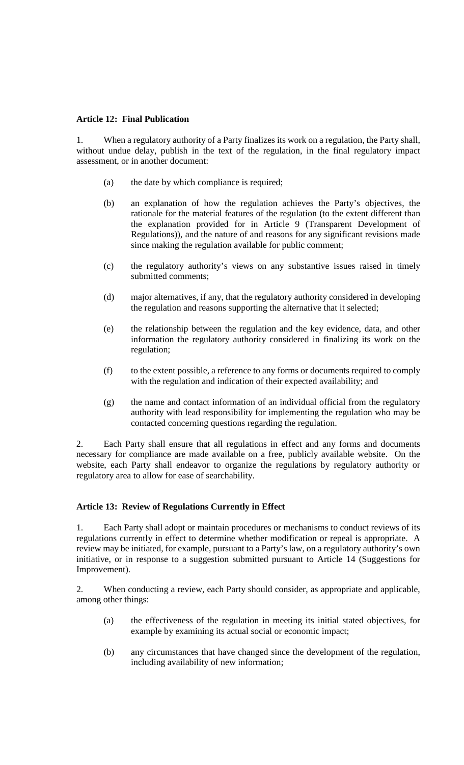**Article 12: Final Publication**

1. When a regulatory authority of a Party finalizes its work on a regulation, the Party shall, without undue delay, publish in the text of the regulation, in the final regulatory impact assessment, or in another document:

   (a) the date by which compliance is required;

   (b) an explanation of how the regulation achieves the Party's objectives, the rationale for the material features of the regulation (to the extent different than the explanation provided for in Article 9 (Transparent Development of Regulations)), and the nature of and reasons for any significant revisions made since making the regulation available for public comment;

   (c) the regulatory authority's views on any substantive issues raised in timely submitted comments;

   (d) major alternatives, if any, that the regulatory authority considered in developing the regulation and reasons supporting the alternative that it selected;

   (e) the relationship between the regulation and the key evidence, data, and other information the regulatory authority considered in finalizing its work on the regulation;

   (f) to the extent possible, a reference to any forms or documents required to comply with the regulation and indication of their expected availability; and

   (g) the name and contact information of an individual official from the regulatory authority with lead responsibility for implementing the regulation who may be contacted concerning questions regarding the regulation.

2. Each Party shall ensure that all regulations in effect and any forms and documents necessary for compliance are made available on a free, publicly available website. On the website, each Party shall endeavor to organize the regulations by regulatory authority or regulatory area to allow for ease of searchability.

**Article 13: Review of Regulations Currently in Effect**

1. Each Party shall adopt or maintain procedures or mechanisms to conduct reviews of its regulations currently in effect to determine whether modification or repeal is appropriate. A review may be initiated, for example, pursuant to a Party's law, on a regulatory authority's own initiative, or in response to a suggestion submitted pursuant to Article 14 (Suggestions for Improvement).

2. When conducting a review, each Party should consider, as appropriate and applicable, among other things:

   (a) the effectiveness of the regulation in meeting its initial stated objectives, for example by examining its actual social or economic impact;

   (b) any circumstances that have changed since the development of the regulation, including availability of new information;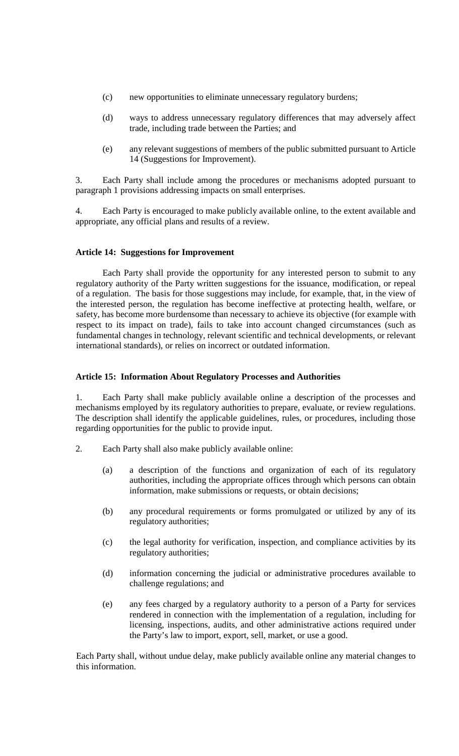(c) new opportunities to eliminate unnecessary regulatory burdens;

(d) ways to address unnecessary regulatory differences that may adversely affect trade, including trade between the Parties; and

(e) any relevant suggestions of members of the public submitted pursuant to Article 14 (Suggestions for Improvement).

3. Each Party shall include among the procedures or mechanisms adopted pursuant to paragraph 1 provisions addressing impacts on small enterprises.

4. Each Party is encouraged to make publicly available online, to the extent available and appropriate, any official plans and results of a review.

**Article 14: Suggestions for Improvement**

Each Party shall provide the opportunity for any interested person to submit to any regulatory authority of the Party written suggestions for the issuance, modification, or repeal of a regulation. The basis for those suggestions may include, for example, that, in the view of the interested person, the regulation has become ineffective at protecting health, welfare, or safety, has become more burdensome than necessary to achieve its objective (for example with respect to its impact on trade), fails to take into account changed circumstances (such as fundamental changes in technology, relevant scientific and technical developments, or relevant international standards), or relies on incorrect or outdated information.

**Article 15: Information About Regulatory Processes and Authorities**

1. Each Party shall make publicly available online a description of the processes and mechanisms employed by its regulatory authorities to prepare, evaluate, or review regulations. The description shall identify the applicable guidelines, rules, or procedures, including those regarding opportunities for the public to provide input.

2. Each Party shall also make publicly available online:

(a) a description of the functions and organization of each of its regulatory authorities, including the appropriate offices through which persons can obtain information, make submissions or requests, or obtain decisions;

(b) any procedural requirements or forms promulgated or utilized by any of its regulatory authorities;

(c) the legal authority for verification, inspection, and compliance activities by its regulatory authorities;

(d) information concerning the judicial or administrative procedures available to challenge regulations; and

(e) any fees charged by a regulatory authority to a person of a Party for services rendered in connection with the implementation of a regulation, including for licensing, inspections, audits, and other administrative actions required under the Party's law to import, export, sell, market, or use a good.

Each Party shall, without undue delay, make publicly available online any material changes to this information.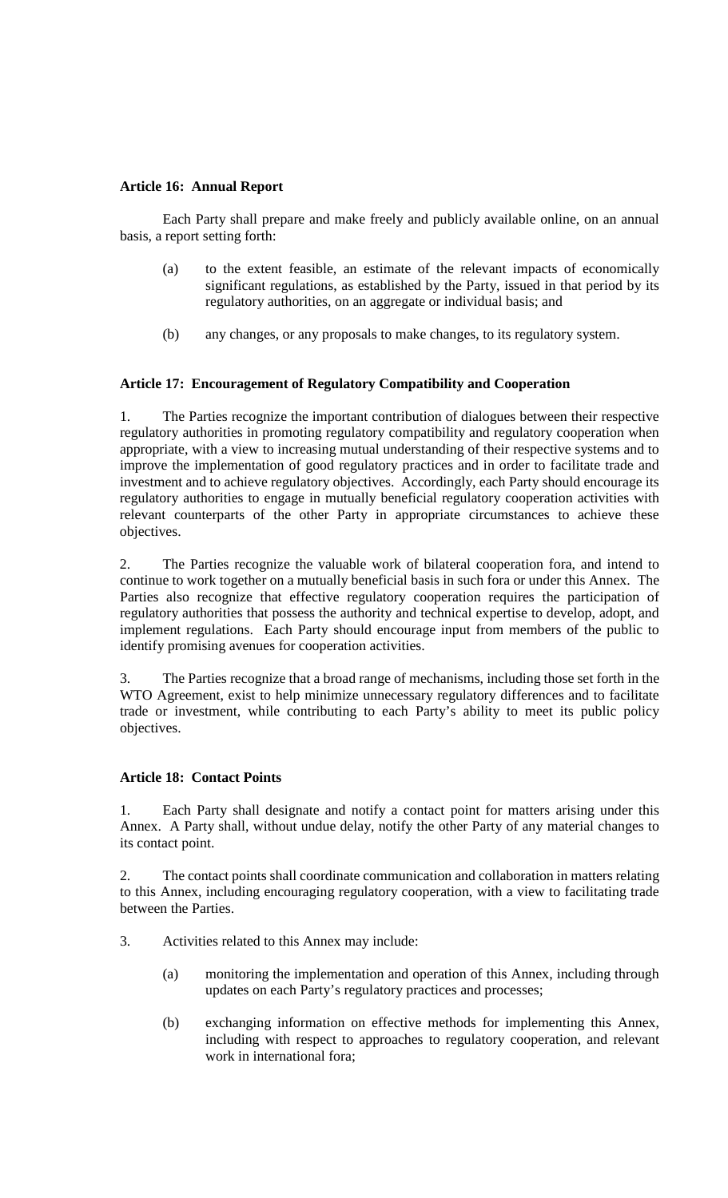**Article 16: Annual Report**

Each Party shall prepare and make freely and publicly available online, on an annual basis, a report setting forth:

(a) to the extent feasible, an estimate of the relevant impacts of economically significant regulations, as established by the Party, issued in that period by its regulatory authorities, on an aggregate or individual basis; and

(b) any changes, or any proposals to make changes, to its regulatory system.

**Article 17: Encouragement of Regulatory Compatibility and Cooperation**

1. The Parties recognize the important contribution of dialogues between their respective regulatory authorities in promoting regulatory compatibility and regulatory cooperation when appropriate, with a view to increasing mutual understanding of their respective systems and to improve the implementation of good regulatory practices and in order to facilitate trade and investment and to achieve regulatory objectives. Accordingly, each Party should encourage its regulatory authorities to engage in mutually beneficial regulatory cooperation activities with relevant counterparts of the other Party in appropriate circumstances to achieve these objectives.

2. The Parties recognize the valuable work of bilateral cooperation fora, and intend to continue to work together on a mutually beneficial basis in such fora or under this Annex. The Parties also recognize that effective regulatory cooperation requires the participation of regulatory authorities that possess the authority and technical expertise to develop, adopt, and implement regulations. Each Party should encourage input from members of the public to identify promising avenues for cooperation activities.

3. The Parties recognize that a broad range of mechanisms, including those set forth in the WTO Agreement, exist to help minimize unnecessary regulatory differences and to facilitate trade or investment, while contributing to each Party's ability to meet its public policy objectives.

**Article 18: Contact Points**

1. Each Party shall designate and notify a contact point for matters arising under this Annex. A Party shall, without undue delay, notify the other Party of any material changes to its contact point.

2. The contact points shall coordinate communication and collaboration in matters relating to this Annex, including encouraging regulatory cooperation, with a view to facilitating trade between the Parties.

3. Activities related to this Annex may include:

(a) monitoring the implementation and operation of this Annex, including through updates on each Party's regulatory practices and processes;

(b) exchanging information on effective methods for implementing this Annex, including with respect to approaches to regulatory cooperation, and relevant work in international fora;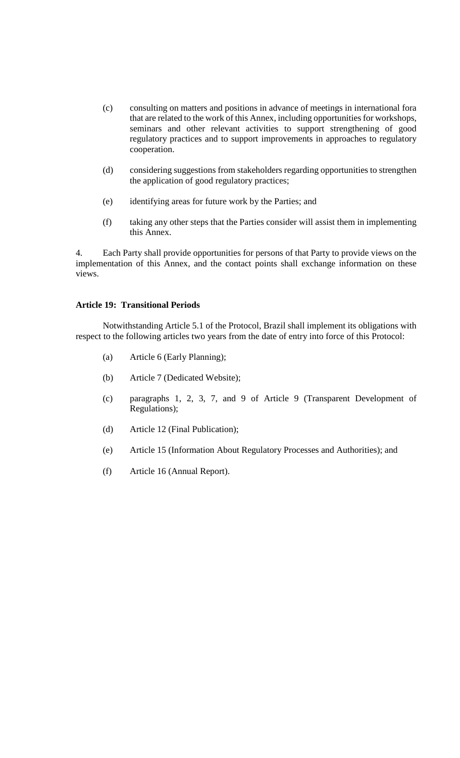(c) consulting on matters and positions in advance of meetings in international fora that are related to the work of this Annex, including opportunities for workshops, seminars and other relevant activities to support strengthening of good regulatory practices and to support improvements in approaches to regulatory cooperation.

(d) considering suggestions from stakeholders regarding opportunities to strengthen the application of good regulatory practices;

(e) identifying areas for future work by the Parties; and

(f) taking any other steps that the Parties consider will assist them in implementing this Annex.

4. Each Party shall provide opportunities for persons of that Party to provide views on the implementation of this Annex, and the contact points shall exchange information on these views.

**Article 19: Transitional Periods**

Notwithstanding Article 5.1 of the Protocol, Brazil shall implement its obligations with respect to the following articles two years from the date of entry into force of this Protocol:

(a) Article 6 (Early Planning);

(b) Article 7 (Dedicated Website);

(c) paragraphs 1, 2, 3, 7, and 9 of Article 9 (Transparent Development of Regulations);

(d) Article 12 (Final Publication);

(e) Article 15 (Information About Regulatory Processes and Authorities); and

(f) Article 16 (Annual Report).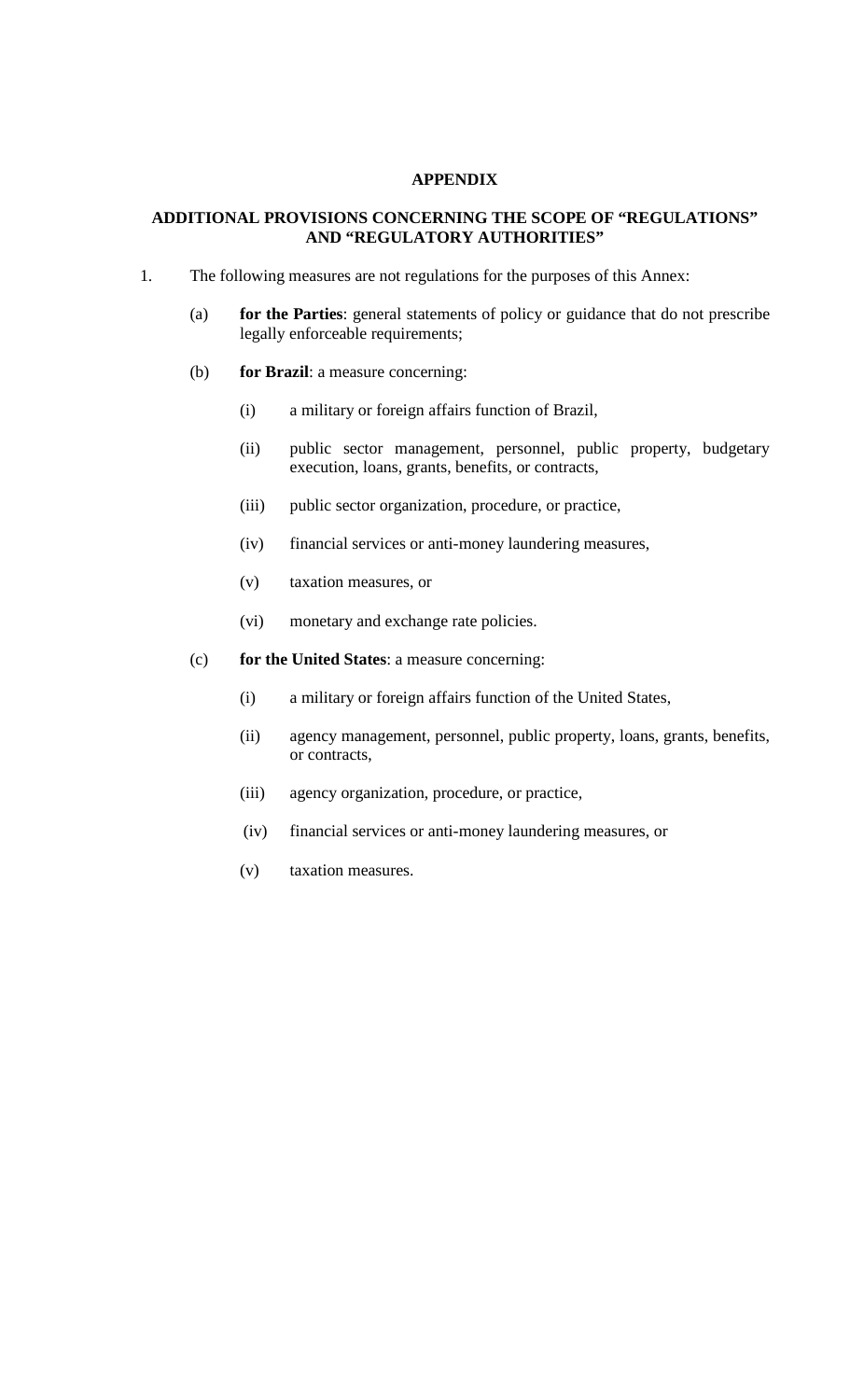## APPENDIX

### ADDITIONAL PROVISIONS CONCERNING THE SCOPE OF "REGULATIONS" AND "REGULATORY AUTHORITIES"

1. The following measures are not regulations for the purposes of this Annex:

   (a) **for the Parties**: general statements of policy or guidance that do not prescribe legally enforceable requirements;

   (b) **for Brazil**: a measure concerning:

      (i) a military or foreign affairs function of Brazil,

      (ii) public sector management, personnel, public property, budgetary execution, loans, grants, benefits, or contracts,

      (iii) public sector organization, procedure, or practice,

      (iv) financial services or anti-money laundering measures,

      (v) taxation measures, or

      (vi) monetary and exchange rate policies.

   (c) **for the United States**: a measure concerning:

      (i) a military or foreign affairs function of the United States,

      (ii) agency management, personnel, public property, loans, grants, benefits, or contracts,

      (iii) agency organization, procedure, or practice,

      (iv) financial services or anti-money laundering measures, or

      (v) taxation measures.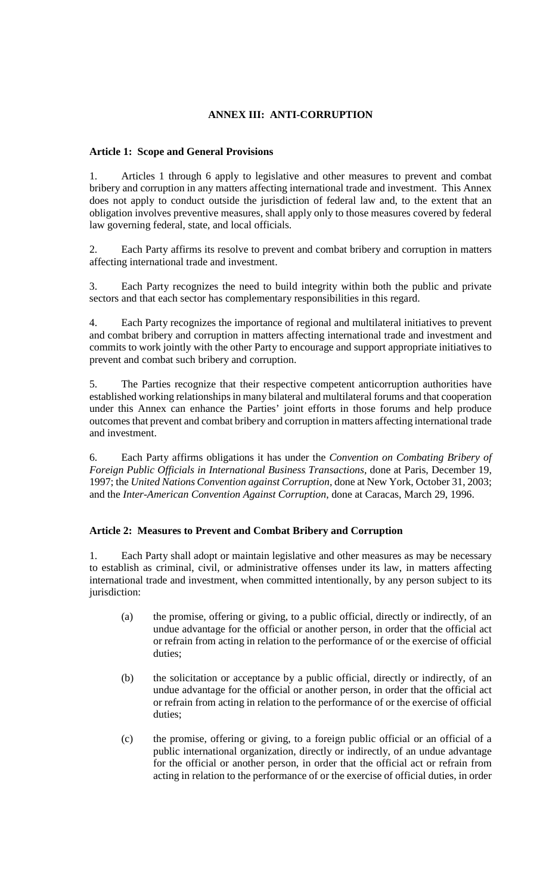## ANNEX III: ANTI-CORRUPTION

### Article 1: Scope and General Provisions

1. Articles 1 through 6 apply to legislative and other measures to prevent and combat bribery and corruption in any matters affecting international trade and investment. This Annex does not apply to conduct outside the jurisdiction of federal law and, to the extent that an obligation involves preventive measures, shall apply only to those measures covered by federal law governing federal, state, and local officials.

2. Each Party affirms its resolve to prevent and combat bribery and corruption in matters affecting international trade and investment.

3. Each Party recognizes the need to build integrity within both the public and private sectors and that each sector has complementary responsibilities in this regard.

4. Each Party recognizes the importance of regional and multilateral initiatives to prevent and combat bribery and corruption in matters affecting international trade and investment and commits to work jointly with the other Party to encourage and support appropriate initiatives to prevent and combat such bribery and corruption.

5. The Parties recognize that their respective competent anticorruption authorities have established working relationships in many bilateral and multilateral forums and that cooperation under this Annex can enhance the Parties' joint efforts in those forums and help produce outcomes that prevent and combat bribery and corruption in matters affecting international trade and investment.

6. Each Party affirms obligations it has under the *Convention on Combating Bribery of Foreign Public Officials in International Business Transactions*, done at Paris, December 19, 1997; the *United Nations Convention against Corruption*, done at New York, October 31, 2003; and the *Inter-American Convention Against Corruption*, done at Caracas, March 29, 1996.

### Article 2: Measures to Prevent and Combat Bribery and Corruption

1. Each Party shall adopt or maintain legislative and other measures as may be necessary to establish as criminal, civil, or administrative offenses under its law, in matters affecting international trade and investment, when committed intentionally, by any person subject to its jurisdiction:

   (a) the promise, offering or giving, to a public official, directly or indirectly, of an undue advantage for the official or another person, in order that the official act or refrain from acting in relation to the performance of or the exercise of official duties;

   (b) the solicitation or acceptance by a public official, directly or indirectly, of an undue advantage for the official or another person, in order that the official act or refrain from acting in relation to the performance of or the exercise of official duties;

   (c) the promise, offering or giving, to a foreign public official or an official of a public international organization, directly or indirectly, of an undue advantage for the official or another person, in order that the official act or refrain from acting in relation to the performance of or the exercise of official duties, in order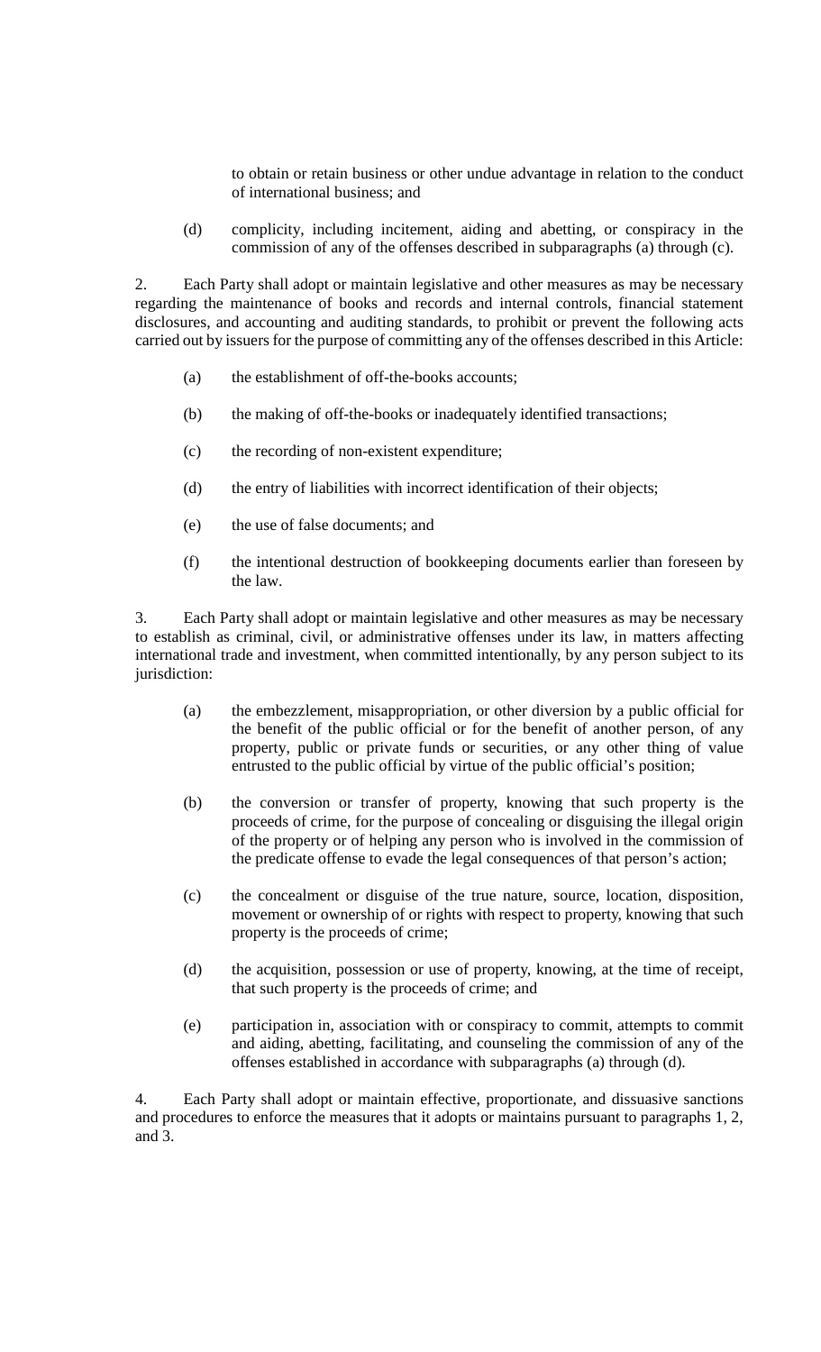to obtain or retain business or other undue advantage in relation to the conduct of international business; and

(d) complicity, including incitement, aiding and abetting, or conspiracy in the commission of any of the offenses described in subparagraphs (a) through (c).

2. Each Party shall adopt or maintain legislative and other measures as may be necessary regarding the maintenance of books and records and internal controls, financial statement disclosures, and accounting and auditing standards, to prohibit or prevent the following acts carried out by issuers for the purpose of committing any of the offenses described in this Article:

(a) the establishment of off-the-books accounts;

(b) the making of off-the-books or inadequately identified transactions;

(c) the recording of non-existent expenditure;

(d) the entry of liabilities with incorrect identification of their objects;

(e) the use of false documents; and

(f) the intentional destruction of bookkeeping documents earlier than foreseen by the law.

3. Each Party shall adopt or maintain legislative and other measures as may be necessary to establish as criminal, civil, or administrative offenses under its law, in matters affecting international trade and investment, when committed intentionally, by any person subject to its jurisdiction:

(a) the embezzlement, misappropriation, or other diversion by a public official for the benefit of the public official or for the benefit of another person, of any property, public or private funds or securities, or any other thing of value entrusted to the public official by virtue of the public official's position;

(b) the conversion or transfer of property, knowing that such property is the proceeds of crime, for the purpose of concealing or disguising the illegal origin of the property or of helping any person who is involved in the commission of the predicate offense to evade the legal consequences of that person's action;

(c) the concealment or disguise of the true nature, source, location, disposition, movement or ownership of or rights with respect to property, knowing that such property is the proceeds of crime;

(d) the acquisition, possession or use of property, knowing, at the time of receipt, that such property is the proceeds of crime; and

(e) participation in, association with or conspiracy to commit, attempts to commit and aiding, abetting, facilitating, and counseling the commission of any of the offenses established in accordance with subparagraphs (a) through (d).

4. Each Party shall adopt or maintain effective, proportionate, and dissuasive sanctions and procedures to enforce the measures that it adopts or maintains pursuant to paragraphs 1, 2, and 3.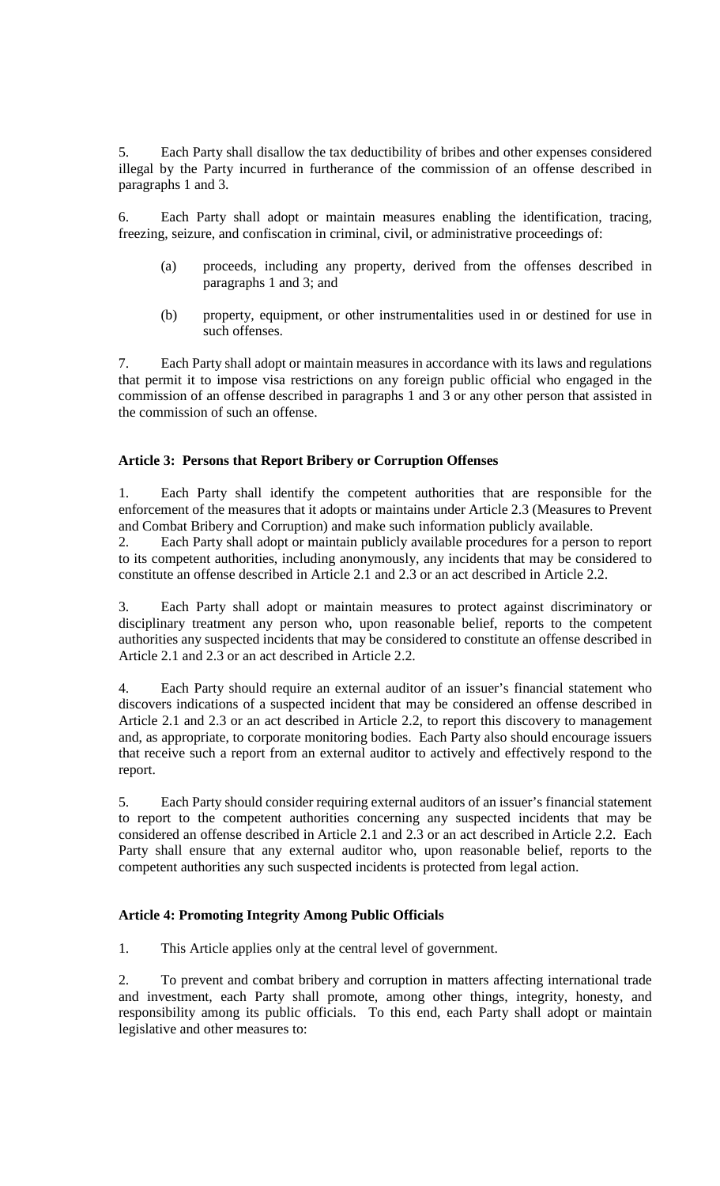5. Each Party shall disallow the tax deductibility of bribes and other expenses considered illegal by the Party incurred in furtherance of the commission of an offense described in paragraphs 1 and 3.

6. Each Party shall adopt or maintain measures enabling the identification, tracing, freezing, seizure, and confiscation in criminal, civil, or administrative proceedings of:

(a) proceeds, including any property, derived from the offenses described in paragraphs 1 and 3; and

(b) property, equipment, or other instrumentalities used in or destined for use in such offenses.

7. Each Party shall adopt or maintain measures in accordance with its laws and regulations that permit it to impose visa restrictions on any foreign public official who engaged in the commission of an offense described in paragraphs 1 and 3 or any other person that assisted in the commission of such an offense.

**Article 3: Persons that Report Bribery or Corruption Offenses**

1. Each Party shall identify the competent authorities that are responsible for the enforcement of the measures that it adopts or maintains under Article 2.3 (Measures to Prevent and Combat Bribery and Corruption) and make such information publicly available.

2. Each Party shall adopt or maintain publicly available procedures for a person to report to its competent authorities, including anonymously, any incidents that may be considered to constitute an offense described in Article 2.1 and 2.3 or an act described in Article 2.2.

3. Each Party shall adopt or maintain measures to protect against discriminatory or disciplinary treatment any person who, upon reasonable belief, reports to the competent authorities any suspected incidents that may be considered to constitute an offense described in Article 2.1 and 2.3 or an act described in Article 2.2.

4. Each Party should require an external auditor of an issuer's financial statement who discovers indications of a suspected incident that may be considered an offense described in Article 2.1 and 2.3 or an act described in Article 2.2, to report this discovery to management and, as appropriate, to corporate monitoring bodies. Each Party also should encourage issuers that receive such a report from an external auditor to actively and effectively respond to the report.

5. Each Party should consider requiring external auditors of an issuer's financial statement to report to the competent authorities concerning any suspected incidents that may be considered an offense described in Article 2.1 and 2.3 or an act described in Article 2.2. Each Party shall ensure that any external auditor who, upon reasonable belief, reports to the competent authorities any such suspected incidents is protected from legal action.

**Article 4: Promoting Integrity Among Public Officials**

1. This Article applies only at the central level of government.

2. To prevent and combat bribery and corruption in matters affecting international trade and investment, each Party shall promote, among other things, integrity, honesty, and responsibility among its public officials. To this end, each Party shall adopt or maintain legislative and other measures to: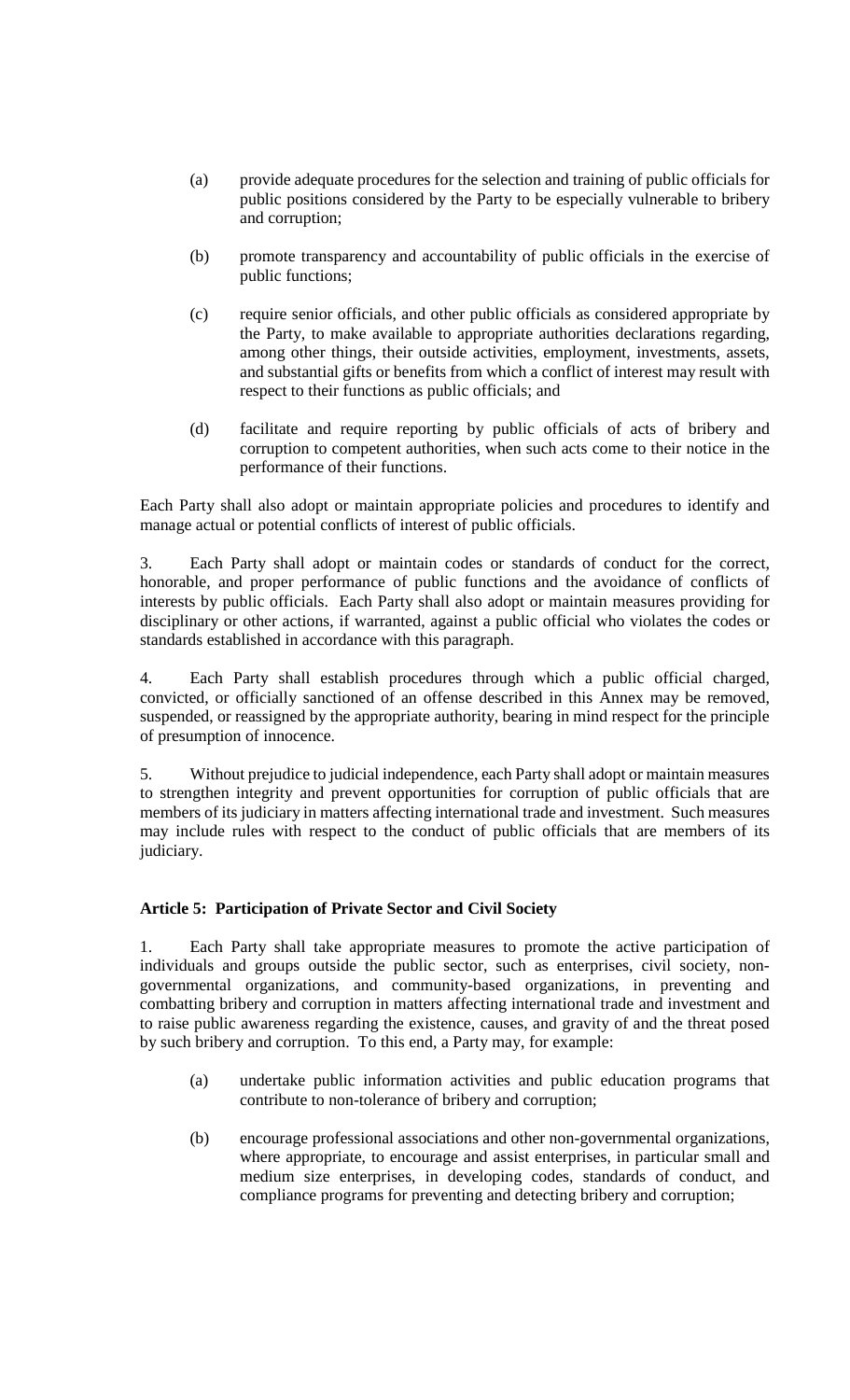(a) provide adequate procedures for the selection and training of public officials for public positions considered by the Party to be especially vulnerable to bribery and corruption;

(b) promote transparency and accountability of public officials in the exercise of public functions;

(c) require senior officials, and other public officials as considered appropriate by the Party, to make available to appropriate authorities declarations regarding, among other things, their outside activities, employment, investments, assets, and substantial gifts or benefits from which a conflict of interest may result with respect to their functions as public officials; and

(d) facilitate and require reporting by public officials of acts of bribery and corruption to competent authorities, when such acts come to their notice in the performance of their functions.

Each Party shall also adopt or maintain appropriate policies and procedures to identify and manage actual or potential conflicts of interest of public officials.

3. Each Party shall adopt or maintain codes or standards of conduct for the correct, honorable, and proper performance of public functions and the avoidance of conflicts of interests by public officials. Each Party shall also adopt or maintain measures providing for disciplinary or other actions, if warranted, against a public official who violates the codes or standards established in accordance with this paragraph.

4. Each Party shall establish procedures through which a public official charged, convicted, or officially sanctioned of an offense described in this Annex may be removed, suspended, or reassigned by the appropriate authority, bearing in mind respect for the principle of presumption of innocence.

5. Without prejudice to judicial independence, each Party shall adopt or maintain measures to strengthen integrity and prevent opportunities for corruption of public officials that are members of its judiciary in matters affecting international trade and investment. Such measures may include rules with respect to the conduct of public officials that are members of its judiciary.

**Article 5: Participation of Private Sector and Civil Society**

1. Each Party shall take appropriate measures to promote the active participation of individuals and groups outside the public sector, such as enterprises, civil society, non-governmental organizations, and community-based organizations, in preventing and combatting bribery and corruption in matters affecting international trade and investment and to raise public awareness regarding the existence, causes, and gravity of and the threat posed by such bribery and corruption. To this end, a Party may, for example:

(a) undertake public information activities and public education programs that contribute to non-tolerance of bribery and corruption;

(b) encourage professional associations and other non-governmental organizations, where appropriate, to encourage and assist enterprises, in particular small and medium size enterprises, in developing codes, standards of conduct, and compliance programs for preventing and detecting bribery and corruption;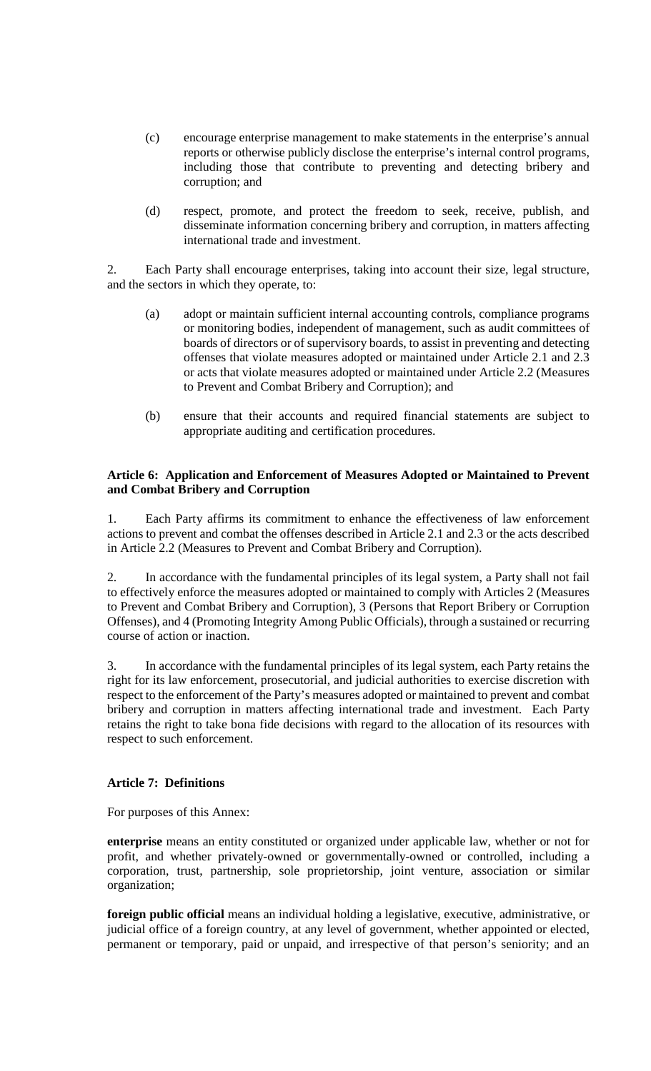(c) encourage enterprise management to make statements in the enterprise's annual reports or otherwise publicly disclose the enterprise's internal control programs, including those that contribute to preventing and detecting bribery and corruption; and

(d) respect, promote, and protect the freedom to seek, receive, publish, and disseminate information concerning bribery and corruption, in matters affecting international trade and investment.

2. Each Party shall encourage enterprises, taking into account their size, legal structure, and the sectors in which they operate, to:

(a) adopt or maintain sufficient internal accounting controls, compliance programs or monitoring bodies, independent of management, such as audit committees of boards of directors or of supervisory boards, to assist in preventing and detecting offenses that violate measures adopted or maintained under Article 2.1 and 2.3 or acts that violate measures adopted or maintained under Article 2.2 (Measures to Prevent and Combat Bribery and Corruption); and

(b) ensure that their accounts and required financial statements are subject to appropriate auditing and certification procedures.

**Article 6: Application and Enforcement of Measures Adopted or Maintained to Prevent and Combat Bribery and Corruption**

1. Each Party affirms its commitment to enhance the effectiveness of law enforcement actions to prevent and combat the offenses described in Article 2.1 and 2.3 or the acts described in Article 2.2 (Measures to Prevent and Combat Bribery and Corruption).

2. In accordance with the fundamental principles of its legal system, a Party shall not fail to effectively enforce the measures adopted or maintained to comply with Articles 2 (Measures to Prevent and Combat Bribery and Corruption), 3 (Persons that Report Bribery or Corruption Offenses), and 4 (Promoting Integrity Among Public Officials), through a sustained or recurring course of action or inaction.

3. In accordance with the fundamental principles of its legal system, each Party retains the right for its law enforcement, prosecutorial, and judicial authorities to exercise discretion with respect to the enforcement of the Party's measures adopted or maintained to prevent and combat bribery and corruption in matters affecting international trade and investment. Each Party retains the right to take bona fide decisions with regard to the allocation of its resources with respect to such enforcement.

**Article 7: Definitions**

For purposes of this Annex:

**enterprise** means an entity constituted or organized under applicable law, whether or not for profit, and whether privately-owned or governmentally-owned or controlled, including a corporation, trust, partnership, sole proprietorship, joint venture, association or similar organization;

**foreign public official** means an individual holding a legislative, executive, administrative, or judicial office of a foreign country, at any level of government, whether appointed or elected, permanent or temporary, paid or unpaid, and irrespective of that person's seniority; and an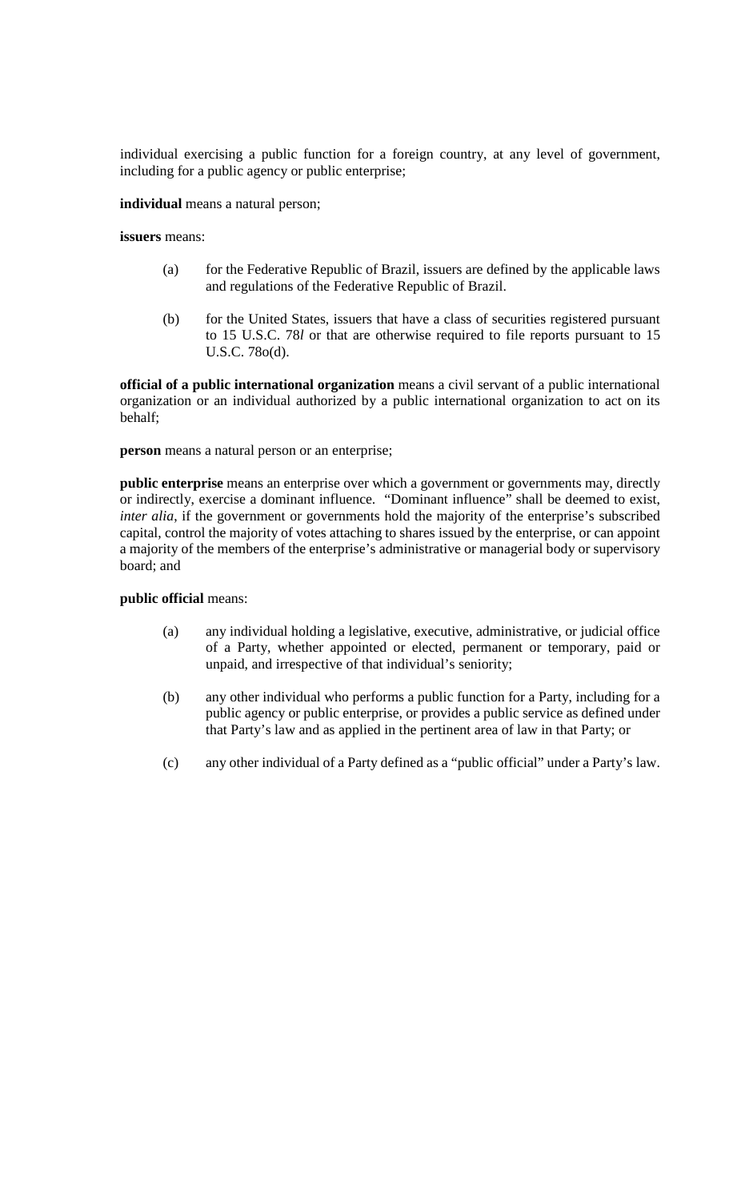individual exercising a public function for a foreign country, at any level of government, including for a public agency or public enterprise;

**individual** means a natural person;

**issuers** means:

(a) for the Federative Republic of Brazil, issuers are defined by the applicable laws and regulations of the Federative Republic of Brazil.

(b) for the United States, issuers that have a class of securities registered pursuant to 15 U.S.C. 78*l* or that are otherwise required to file reports pursuant to 15 U.S.C. 78o(d).

**official of a public international organization** means a civil servant of a public international organization or an individual authorized by a public international organization to act on its behalf;

**person** means a natural person or an enterprise;

**public enterprise** means an enterprise over which a government or governments may, directly or indirectly, exercise a dominant influence. "Dominant influence" shall be deemed to exist, *inter alia*, if the government or governments hold the majority of the enterprise's subscribed capital, control the majority of votes attaching to shares issued by the enterprise, or can appoint a majority of the members of the enterprise's administrative or managerial body or supervisory board; and

**public official** means:

(a) any individual holding a legislative, executive, administrative, or judicial office of a Party, whether appointed or elected, permanent or temporary, paid or unpaid, and irrespective of that individual's seniority;

(b) any other individual who performs a public function for a Party, including for a public agency or public enterprise, or provides a public service as defined under that Party's law and as applied in the pertinent area of law in that Party; or

(c) any other individual of a Party defined as a "public official" under a Party's law.